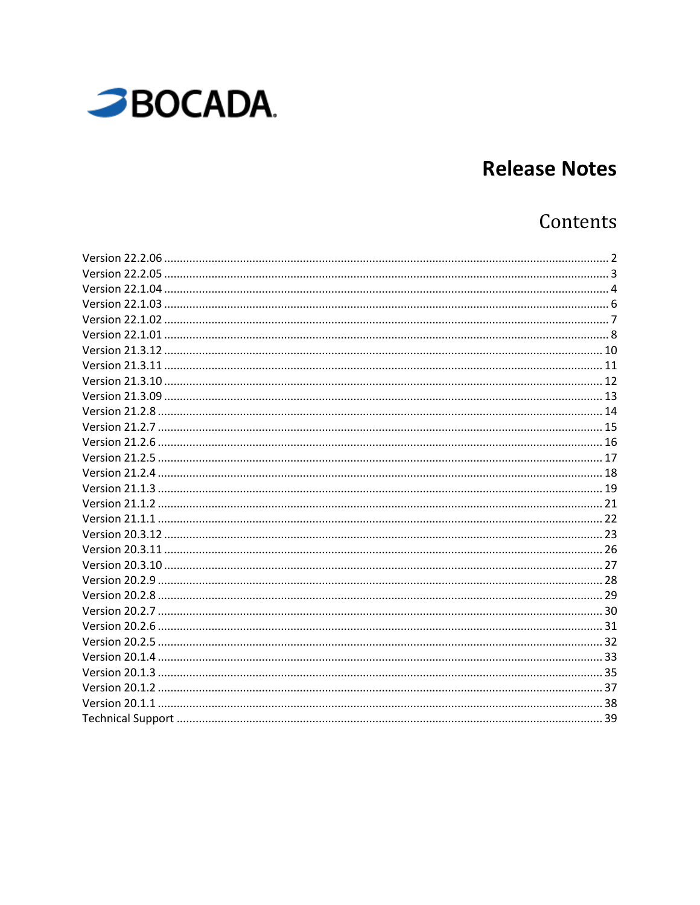BOCADA

# Release Notes

## Contents

Version 22.2.06 ........ 2
Version 22.2.05 ........ 3
Version 22.1.04 ........ 4
Version 22.1.03 ........ 6
Version 22.1.02 ........ 7
Version 22.1.01 ........ 8
Version 21.3.12 ........ 10
Version 21.3.11 ........ 11
Version 21.3.10 ........ 12
Version 21.3.09 ........ 13
Version 21.2.8 ........ 14
Version 21.2.7 ........ 15
Version 21.2.6 ........ 16
Version 21.2.5 ........ 17
Version 21.2.4 ........ 18
Version 21.1.3 ........ 19
Version 21.1.2 ........ 21
Version 21.1.1 ........ 22
Version 20.3.12 ........ 23
Version 20.3.11 ........ 26
Version 20.3.10 ........ 27
Version 20.2.9 ........ 28
Version 20.2.8 ........ 29
Version 20.2.7 ........ 30
Version 20.2.6 ........ 31
Version 20.2.5 ........ 32
Version 20.1.4 ........ 33
Version 20.1.3 ........ 35
Version 20.1.2 ........ 37
Version 20.1.1 ........ 38
Technical Support ........ 39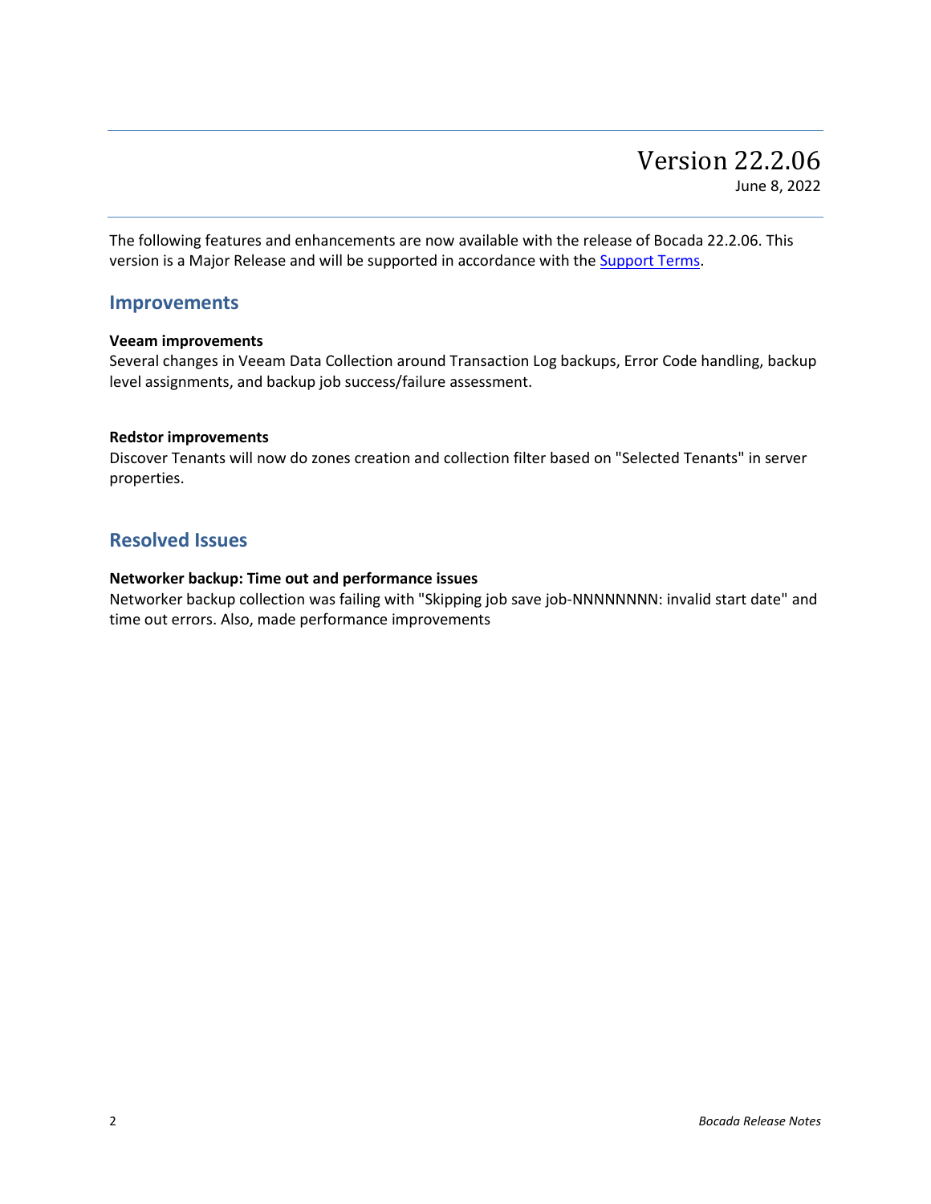# Version 22.2.06

June 8, 2022

The following features and enhancements are now available with the release of Bocada 22.2.06. This version is a Major Release and will be supported in accordance with the Support Terms.

## Improvements

**Veeam improvements**
Several changes in Veeam Data Collection around Transaction Log backups, Error Code handling, backup level assignments, and backup job success/failure assessment.

**Redstor improvements**
Discover Tenants will now do zones creation and collection filter based on "Selected Tenants" in server properties.

## Resolved Issues

**Networker backup: Time out and performance issues**
Networker backup collection was failing with "Skipping job save job-NNNNNNNN: invalid start date" and time out errors. Also, made performance improvements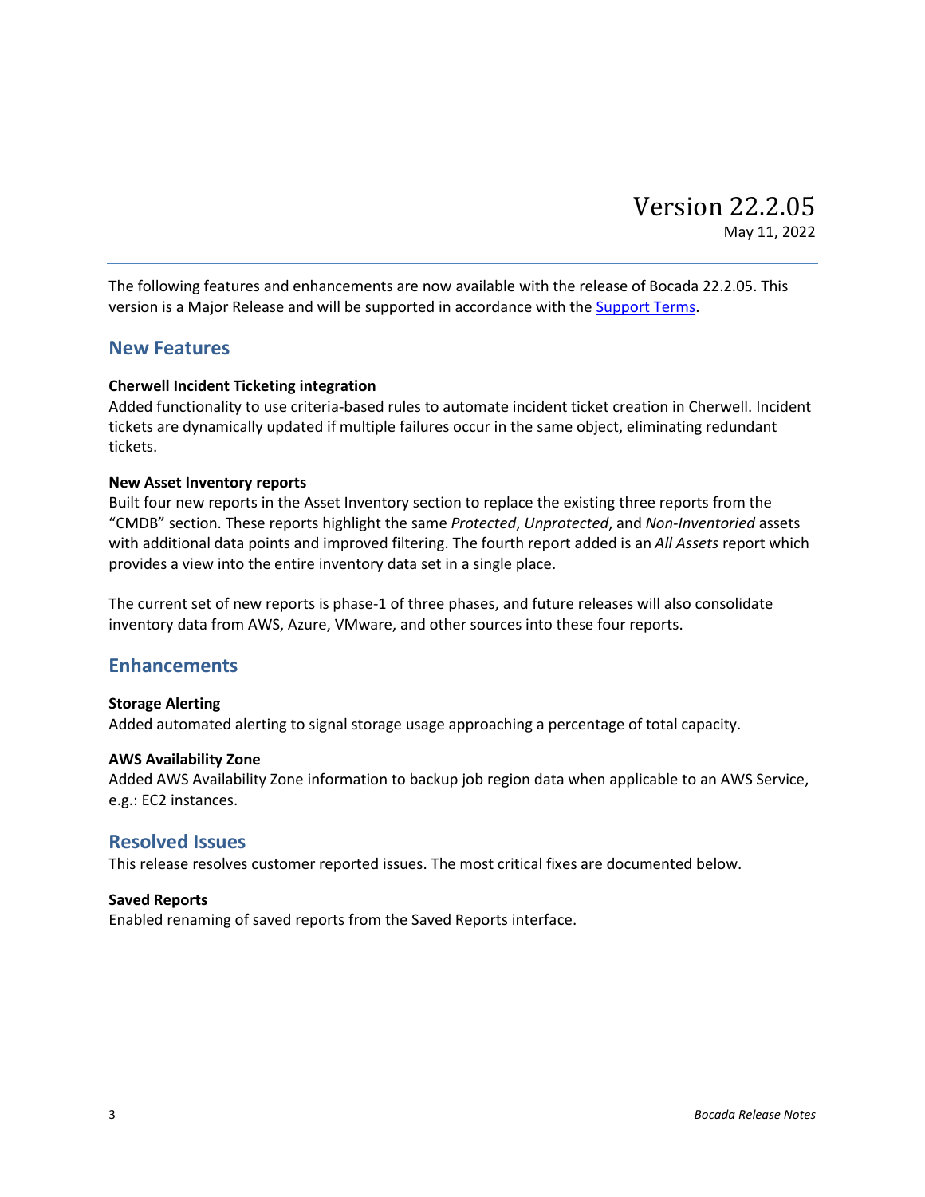# Version 22.2.05

May 11, 2022

The following features and enhancements are now available with the release of Bocada 22.2.05. This version is a Major Release and will be supported in accordance with the Support Terms.

## New Features

**Cherwell Incident Ticketing integration**
Added functionality to use criteria-based rules to automate incident ticket creation in Cherwell. Incident tickets are dynamically updated if multiple failures occur in the same object, eliminating redundant tickets.

**New Asset Inventory reports**
Built four new reports in the Asset Inventory section to replace the existing three reports from the "CMDB" section. These reports highlight the same *Protected*, *Unprotected*, and *Non-Inventoried* assets with additional data points and improved filtering. The fourth report added is an *All Assets* report which provides a view into the entire inventory data set in a single place.

The current set of new reports is phase-1 of three phases, and future releases will also consolidate inventory data from AWS, Azure, VMware, and other sources into these four reports.

## Enhancements

**Storage Alerting**
Added automated alerting to signal storage usage approaching a percentage of total capacity.

**AWS Availability Zone**
Added AWS Availability Zone information to backup job region data when applicable to an AWS Service, e.g.: EC2 instances.

## Resolved Issues

This release resolves customer reported issues. The most critical fixes are documented below.

**Saved Reports**
Enabled renaming of saved reports from the Saved Reports interface.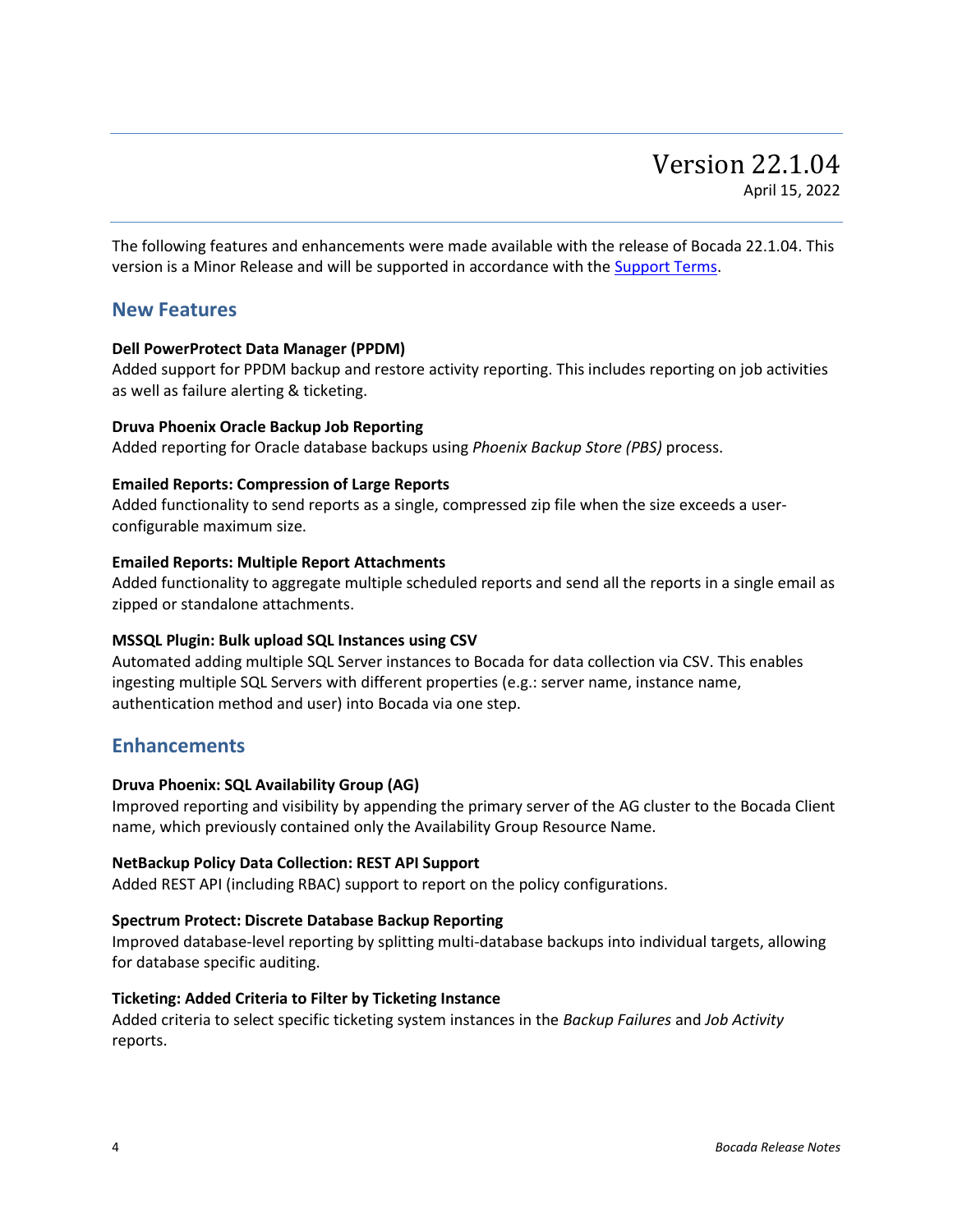# Version 22.1.04

April 15, 2022

The following features and enhancements were made available with the release of Bocada 22.1.04. This version is a Minor Release and will be supported in accordance with the [Support Terms].

## New Features

**Dell PowerProtect Data Manager (PPDM)**
Added support for PPDM backup and restore activity reporting. This includes reporting on job activities as well as failure alerting & ticketing.

**Druva Phoenix Oracle Backup Job Reporting**
Added reporting for Oracle database backups using *Phoenix Backup Store (PBS)* process.

**Emailed Reports: Compression of Large Reports**
Added functionality to send reports as a single, compressed zip file when the size exceeds a user-configurable maximum size.

**Emailed Reports: Multiple Report Attachments**
Added functionality to aggregate multiple scheduled reports and send all the reports in a single email as zipped or standalone attachments.

**MSSQL Plugin: Bulk upload SQL Instances using CSV**
Automated adding multiple SQL Server instances to Bocada for data collection via CSV. This enables ingesting multiple SQL Servers with different properties (e.g.: server name, instance name, authentication method and user) into Bocada via one step.

## Enhancements

**Druva Phoenix: SQL Availability Group (AG)**
Improved reporting and visibility by appending the primary server of the AG cluster to the Bocada Client name, which previously contained only the Availability Group Resource Name.

**NetBackup Policy Data Collection: REST API Support**
Added REST API (including RBAC) support to report on the policy configurations.

**Spectrum Protect: Discrete Database Backup Reporting**
Improved database-level reporting by splitting multi-database backups into individual targets, allowing for database specific auditing.

**Ticketing: Added Criteria to Filter by Ticketing Instance**
Added criteria to select specific ticketing system instances in the *Backup Failures* and *Job Activity* reports.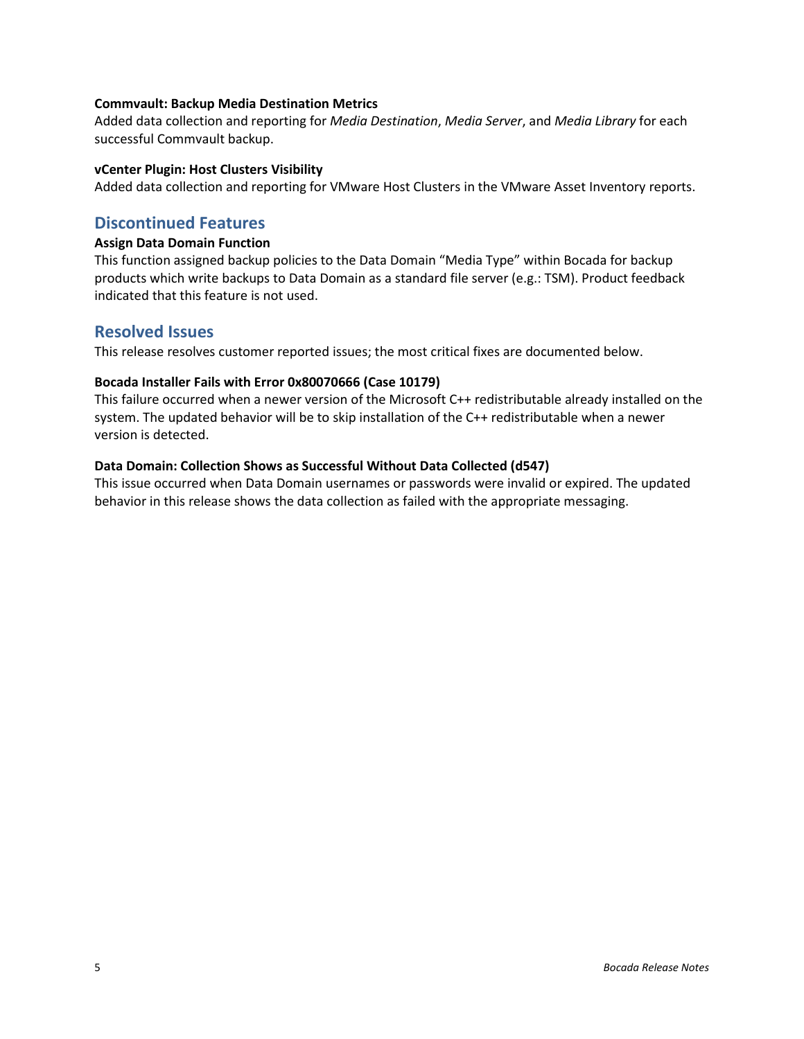**Commvault: Backup Media Destination Metrics**

Added data collection and reporting for *Media Destination*, *Media Server*, and *Media Library* for each successful Commvault backup.

**vCenter Plugin: Host Clusters Visibility**

Added data collection and reporting for VMware Host Clusters in the VMware Asset Inventory reports.

## Discontinued Features

**Assign Data Domain Function**

This function assigned backup policies to the Data Domain "Media Type" within Bocada for backup products which write backups to Data Domain as a standard file server (e.g.: TSM). Product feedback indicated that this feature is not used.

## Resolved Issues

This release resolves customer reported issues; the most critical fixes are documented below.

**Bocada Installer Fails with Error 0x80070666 (Case 10179)**

This failure occurred when a newer version of the Microsoft C++ redistributable already installed on the system. The updated behavior will be to skip installation of the C++ redistributable when a newer version is detected.

**Data Domain: Collection Shows as Successful Without Data Collected (d547)**

This issue occurred when Data Domain usernames or passwords were invalid or expired. The updated behavior in this release shows the data collection as failed with the appropriate messaging.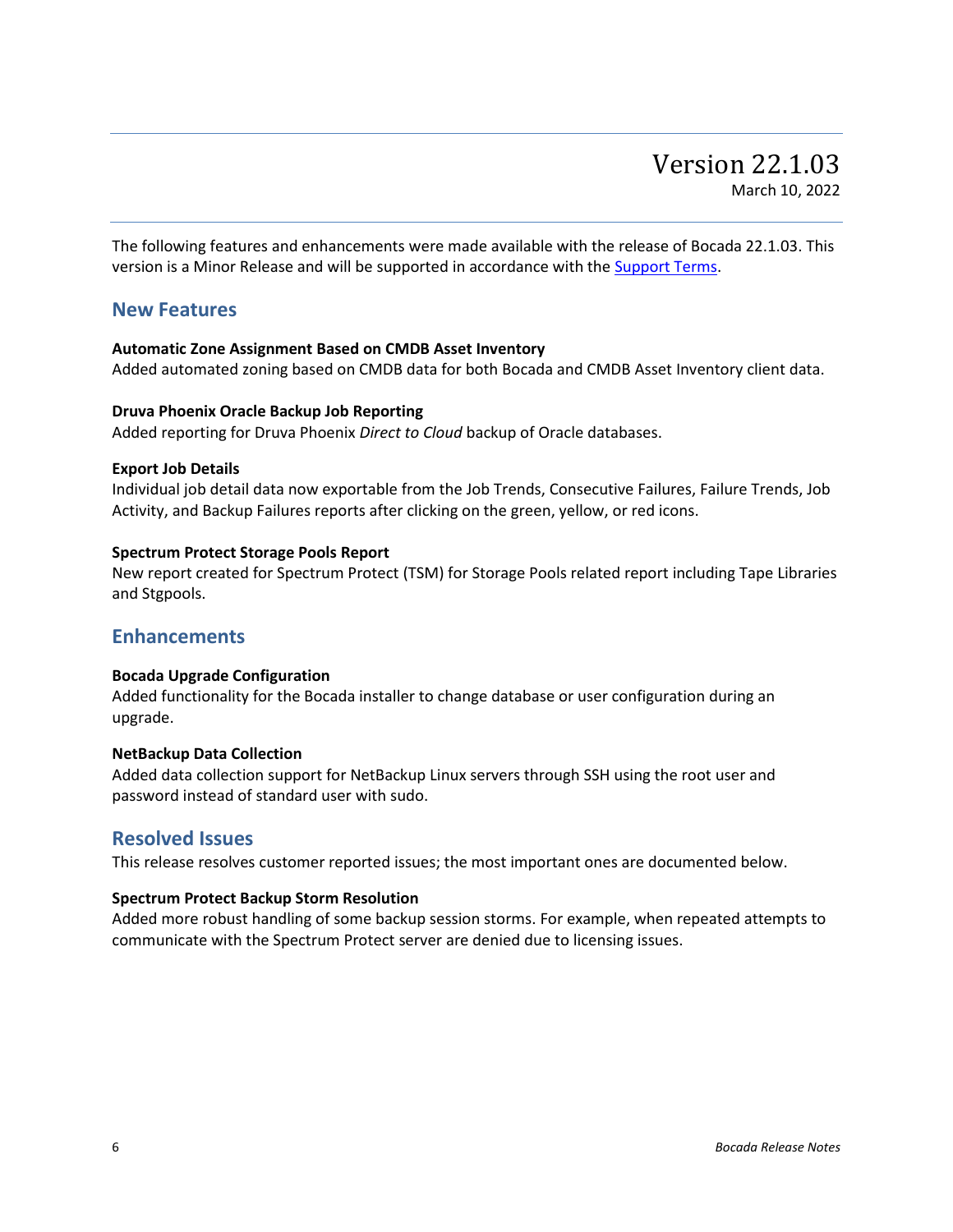# Version 22.1.03

March 10, 2022

The following features and enhancements were made available with the release of Bocada 22.1.03. This version is a Minor Release and will be supported in accordance with the Support Terms.

## New Features

**Automatic Zone Assignment Based on CMDB Asset Inventory**
Added automated zoning based on CMDB data for both Bocada and CMDB Asset Inventory client data.

**Druva Phoenix Oracle Backup Job Reporting**
Added reporting for Druva Phoenix *Direct to Cloud* backup of Oracle databases.

**Export Job Details**
Individual job detail data now exportable from the Job Trends, Consecutive Failures, Failure Trends, Job Activity, and Backup Failures reports after clicking on the green, yellow, or red icons.

**Spectrum Protect Storage Pools Report**
New report created for Spectrum Protect (TSM) for Storage Pools related report including Tape Libraries and Stgpools.

## Enhancements

**Bocada Upgrade Configuration**
Added functionality for the Bocada installer to change database or user configuration during an upgrade.

**NetBackup Data Collection**
Added data collection support for NetBackup Linux servers through SSH using the root user and password instead of standard user with sudo.

## Resolved Issues

This release resolves customer reported issues; the most important ones are documented below.

**Spectrum Protect Backup Storm Resolution**
Added more robust handling of some backup session storms. For example, when repeated attempts to communicate with the Spectrum Protect server are denied due to licensing issues.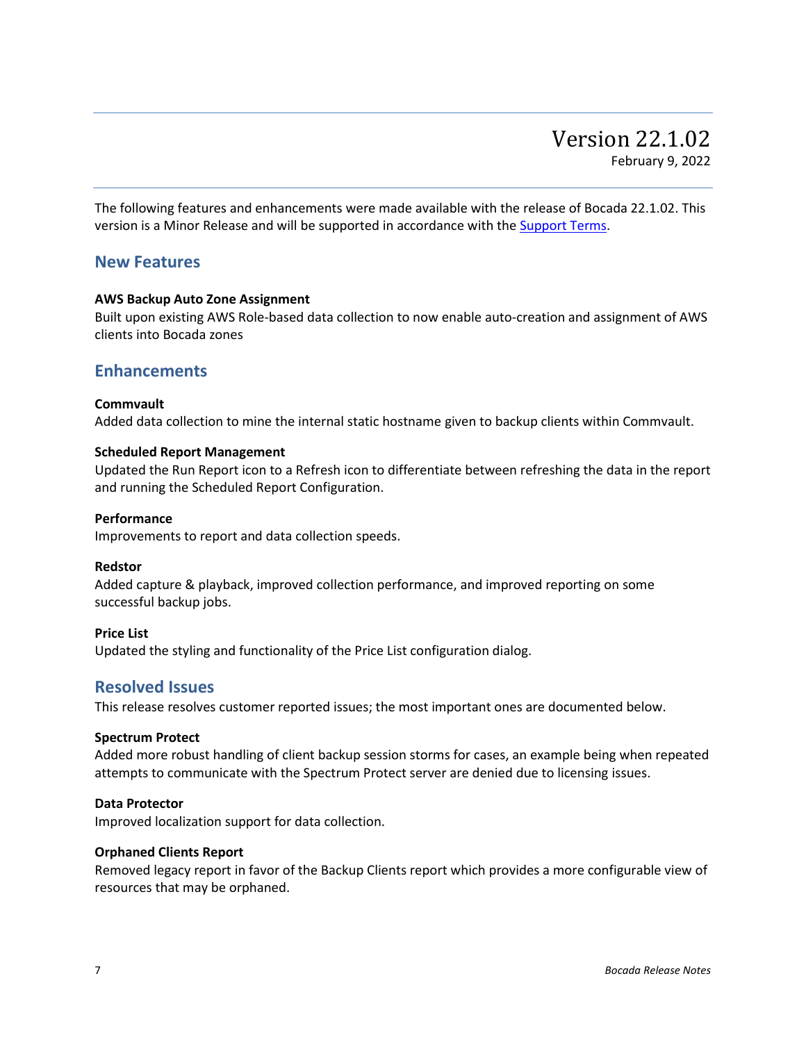# Version 22.1.02

February 9, 2022

The following features and enhancements were made available with the release of Bocada 22.1.02. This version is a Minor Release and will be supported in accordance with the Support Terms.

## New Features

**AWS Backup Auto Zone Assignment**

Built upon existing AWS Role-based data collection to now enable auto-creation and assignment of AWS clients into Bocada zones

## Enhancements

**Commvault**

Added data collection to mine the internal static hostname given to backup clients within Commvault.

**Scheduled Report Management**

Updated the Run Report icon to a Refresh icon to differentiate between refreshing the data in the report and running the Scheduled Report Configuration.

**Performance**

Improvements to report and data collection speeds.

**Redstor**

Added capture & playback, improved collection performance, and improved reporting on some successful backup jobs.

**Price List**

Updated the styling and functionality of the Price List configuration dialog.

## Resolved Issues

This release resolves customer reported issues; the most important ones are documented below.

**Spectrum Protect**

Added more robust handling of client backup session storms for cases, an example being when repeated attempts to communicate with the Spectrum Protect server are denied due to licensing issues.

**Data Protector**

Improved localization support for data collection.

**Orphaned Clients Report**

Removed legacy report in favor of the Backup Clients report which provides a more configurable view of resources that may be orphaned.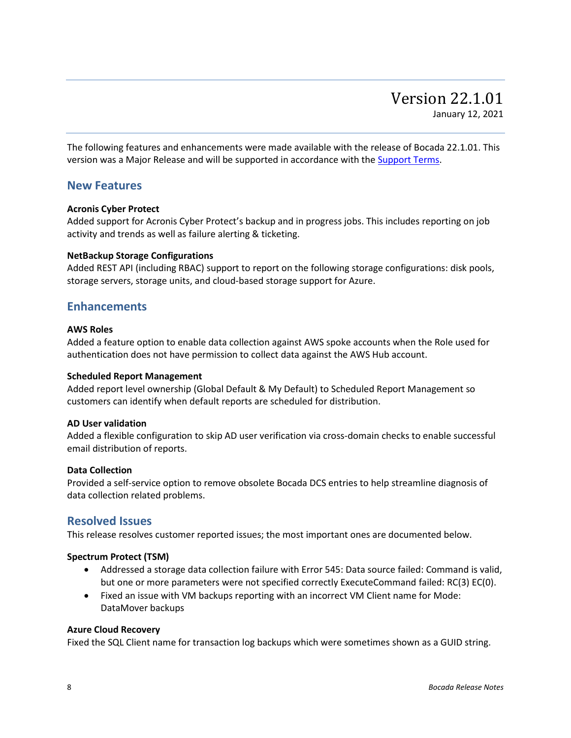# Version 22.1.01

January 12, 2021

The following features and enhancements were made available with the release of Bocada 22.1.01. This version was a Major Release and will be supported in accordance with the Support Terms.

## New Features

**Acronis Cyber Protect**
Added support for Acronis Cyber Protect's backup and in progress jobs. This includes reporting on job activity and trends as well as failure alerting & ticketing.

**NetBackup Storage Configurations**
Added REST API (including RBAC) support to report on the following storage configurations: disk pools, storage servers, storage units, and cloud-based storage support for Azure.

## Enhancements

**AWS Roles**
Added a feature option to enable data collection against AWS spoke accounts when the Role used for authentication does not have permission to collect data against the AWS Hub account.

**Scheduled Report Management**
Added report level ownership (Global Default & My Default) to Scheduled Report Management so customers can identify when default reports are scheduled for distribution.

**AD User validation**
Added a flexible configuration to skip AD user verification via cross-domain checks to enable successful email distribution of reports.

**Data Collection**
Provided a self-service option to remove obsolete Bocada DCS entries to help streamline diagnosis of data collection related problems.

## Resolved Issues

This release resolves customer reported issues; the most important ones are documented below.

**Spectrum Protect (TSM)**

- Addressed a storage data collection failure with Error 545: Data source failed: Command is valid, but one or more parameters were not specified correctly ExecuteCommand failed: RC(3) EC(0).
- Fixed an issue with VM backups reporting with an incorrect VM Client name for Mode: DataMover backups

**Azure Cloud Recovery**
Fixed the SQL Client name for transaction log backups which were sometimes shown as a GUID string.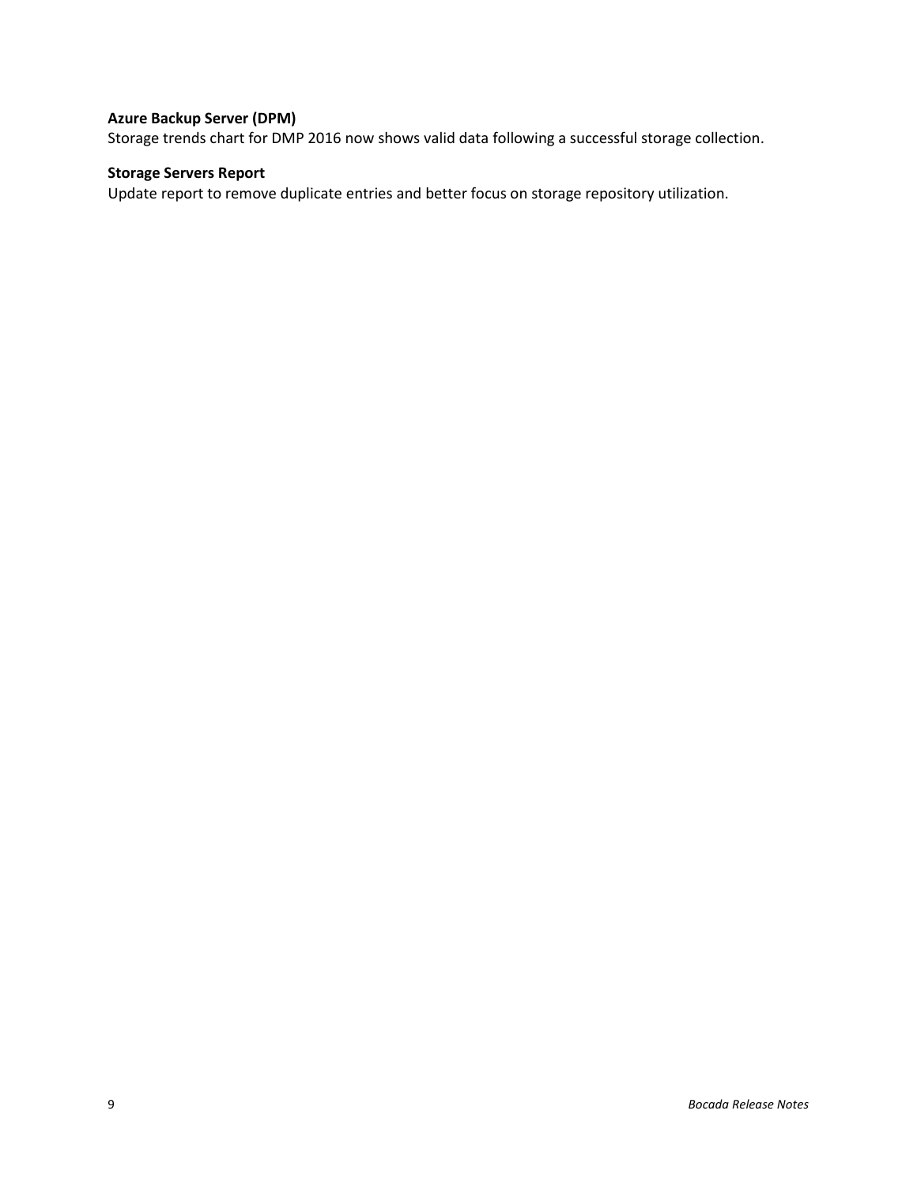**Azure Backup Server (DPM)**
Storage trends chart for DMP 2016 now shows valid data following a successful storage collection.

**Storage Servers Report**
Update report to remove duplicate entries and better focus on storage repository utilization.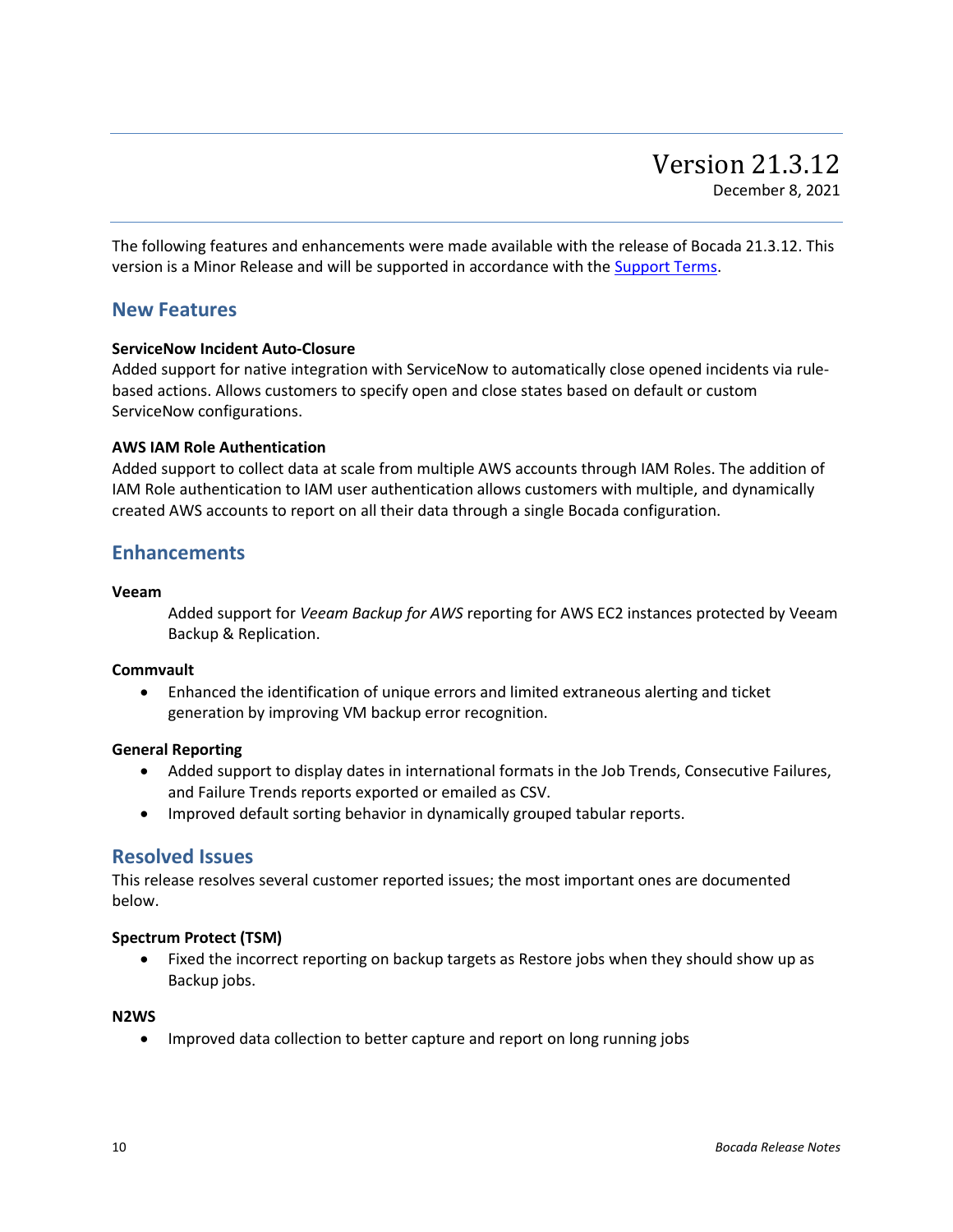# Version 21.3.12

December 8, 2021

The following features and enhancements were made available with the release of Bocada 21.3.12. This version is a Minor Release and will be supported in accordance with the [Support Terms].

## New Features

**ServiceNow Incident Auto-Closure**
Added support for native integration with ServiceNow to automatically close opened incidents via rule-based actions. Allows customers to specify open and close states based on default or custom ServiceNow configurations.

**AWS IAM Role Authentication**
Added support to collect data at scale from multiple AWS accounts through IAM Roles. The addition of IAM Role authentication to IAM user authentication allows customers with multiple, and dynamically created AWS accounts to report on all their data through a single Bocada configuration.

## Enhancements

**Veeam**

Added support for *Veeam Backup for AWS* reporting for AWS EC2 instances protected by Veeam Backup & Replication.

**Commvault**

- Enhanced the identification of unique errors and limited extraneous alerting and ticket generation by improving VM backup error recognition.

**General Reporting**

- Added support to display dates in international formats in the Job Trends, Consecutive Failures, and Failure Trends reports exported or emailed as CSV.
- Improved default sorting behavior in dynamically grouped tabular reports.

## Resolved Issues

This release resolves several customer reported issues; the most important ones are documented below.

**Spectrum Protect (TSM)**

- Fixed the incorrect reporting on backup targets as Restore jobs when they should show up as Backup jobs.

**N2WS**

- Improved data collection to better capture and report on long running jobs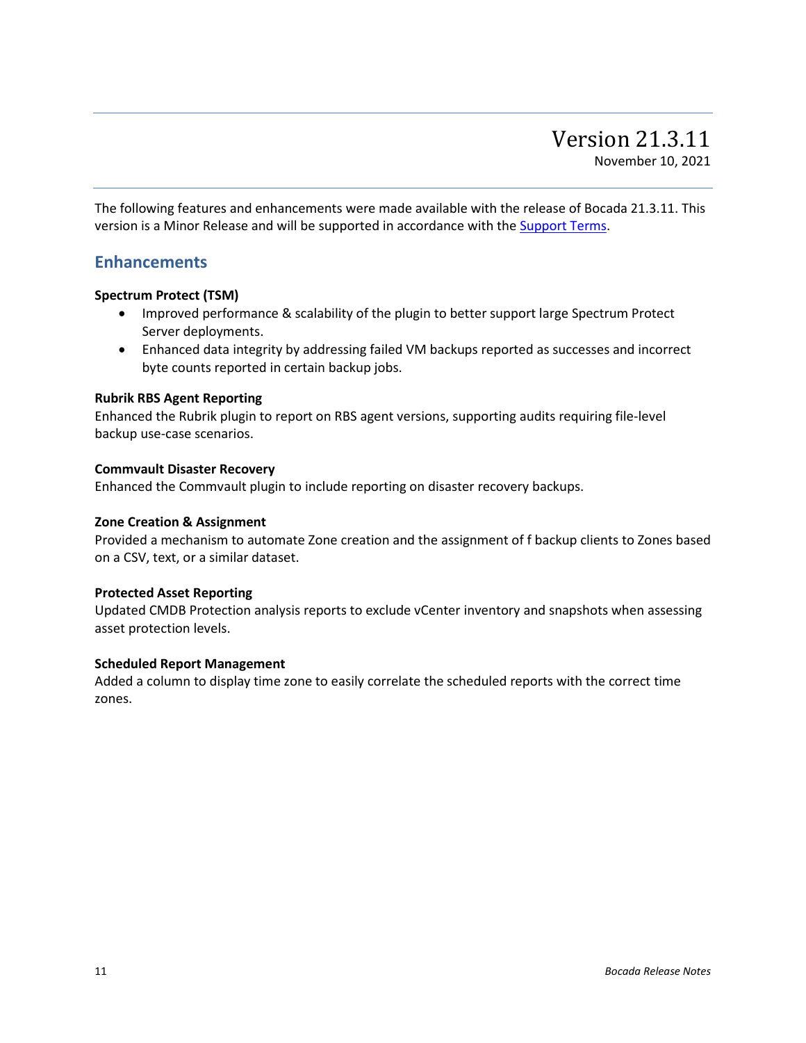# Version 21.3.11

November 10, 2021

The following features and enhancements were made available with the release of Bocada 21.3.11. This version is a Minor Release and will be supported in accordance with the Support Terms.

## Enhancements

**Spectrum Protect (TSM)**

- Improved performance & scalability of the plugin to better support large Spectrum Protect Server deployments.
- Enhanced data integrity by addressing failed VM backups reported as successes and incorrect byte counts reported in certain backup jobs.

**Rubrik RBS Agent Reporting**

Enhanced the Rubrik plugin to report on RBS agent versions, supporting audits requiring file-level backup use-case scenarios.

**Commvault Disaster Recovery**

Enhanced the Commvault plugin to include reporting on disaster recovery backups.

**Zone Creation & Assignment**

Provided a mechanism to automate Zone creation and the assignment of f backup clients to Zones based on a CSV, text, or a similar dataset.

**Protected Asset Reporting**

Updated CMDB Protection analysis reports to exclude vCenter inventory and snapshots when assessing asset protection levels.

**Scheduled Report Management**

Added a column to display time zone to easily correlate the scheduled reports with the correct time zones.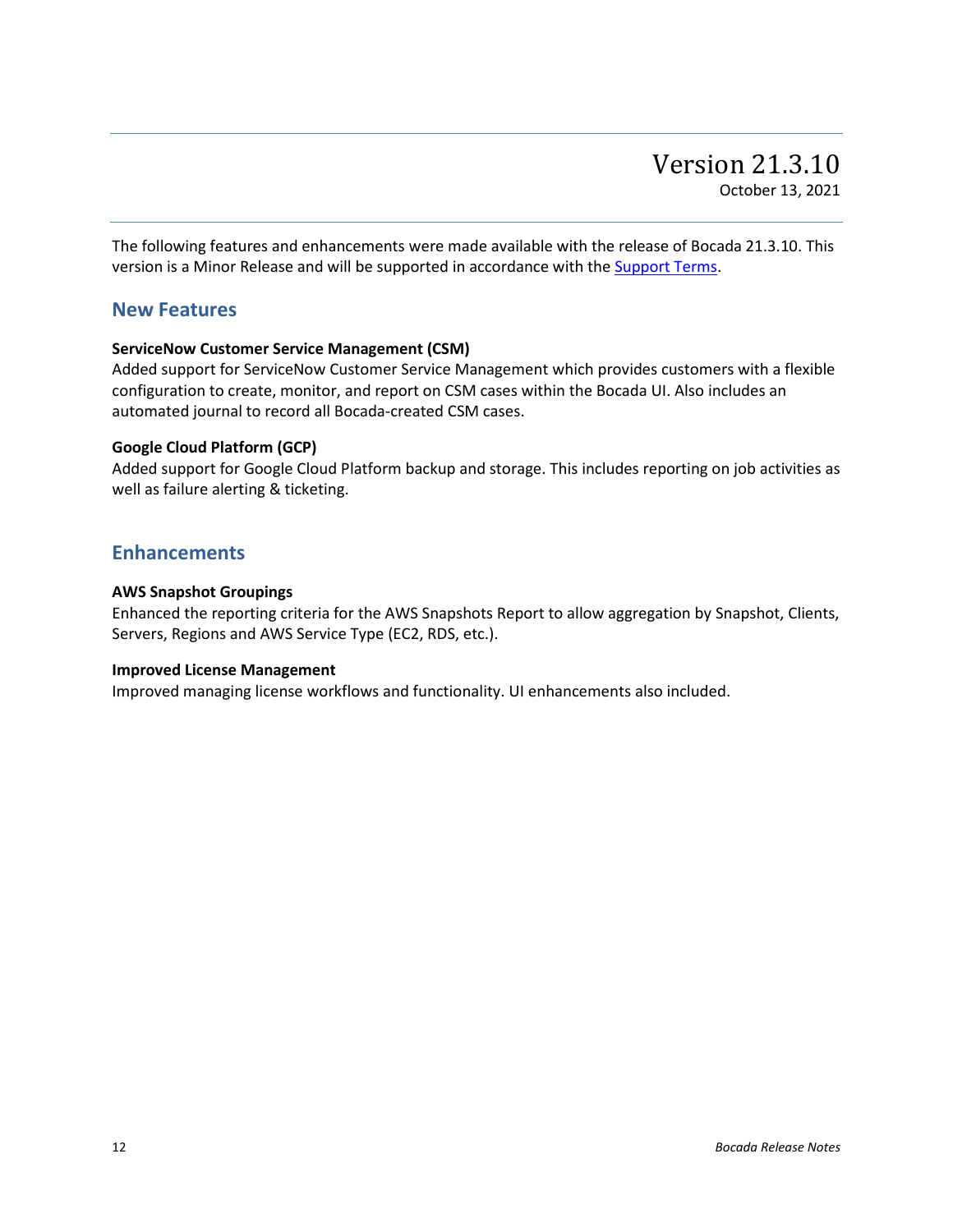# Version 21.3.10

October 13, 2021

The following features and enhancements were made available with the release of Bocada 21.3.10. This version is a Minor Release and will be supported in accordance with the Support Terms.

## New Features

**ServiceNow Customer Service Management (CSM)**
Added support for ServiceNow Customer Service Management which provides customers with a flexible configuration to create, monitor, and report on CSM cases within the Bocada UI. Also includes an automated journal to record all Bocada-created CSM cases.

**Google Cloud Platform (GCP)**
Added support for Google Cloud Platform backup and storage. This includes reporting on job activities as well as failure alerting & ticketing.

## Enhancements

**AWS Snapshot Groupings**
Enhanced the reporting criteria for the AWS Snapshots Report to allow aggregation by Snapshot, Clients, Servers, Regions and AWS Service Type (EC2, RDS, etc.).

**Improved License Management**
Improved managing license workflows and functionality. UI enhancements also included.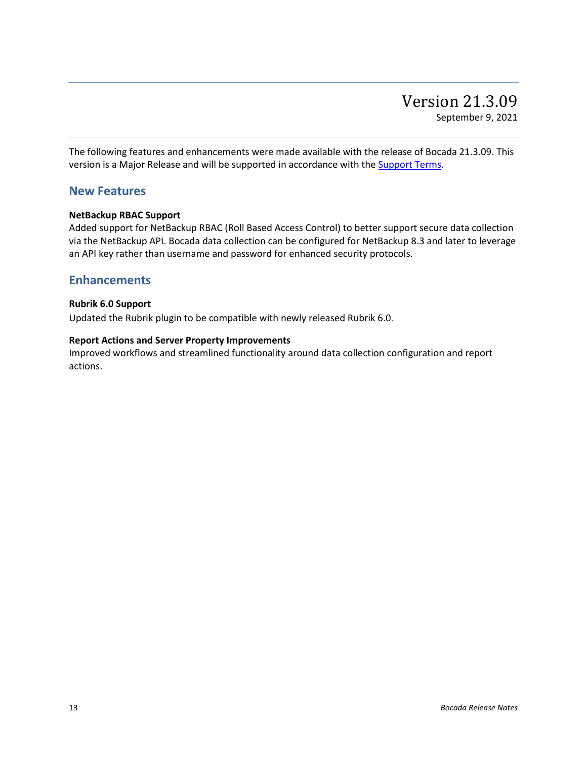# Version 21.3.09

September 9, 2021

The following features and enhancements were made available with the release of Bocada 21.3.09. This version is a Major Release and will be supported in accordance with the [Support Terms].

## New Features

**NetBackup RBAC Support**
Added support for NetBackup RBAC (Roll Based Access Control) to better support secure data collection via the NetBackup API. Bocada data collection can be configured for NetBackup 8.3 and later to leverage an API key rather than username and password for enhanced security protocols.

## Enhancements

**Rubrik 6.0 Support**

Updated the Rubrik plugin to be compatible with newly released Rubrik 6.0.

**Report Actions and Server Property Improvements**

Improved workflows and streamlined functionality around data collection configuration and report actions.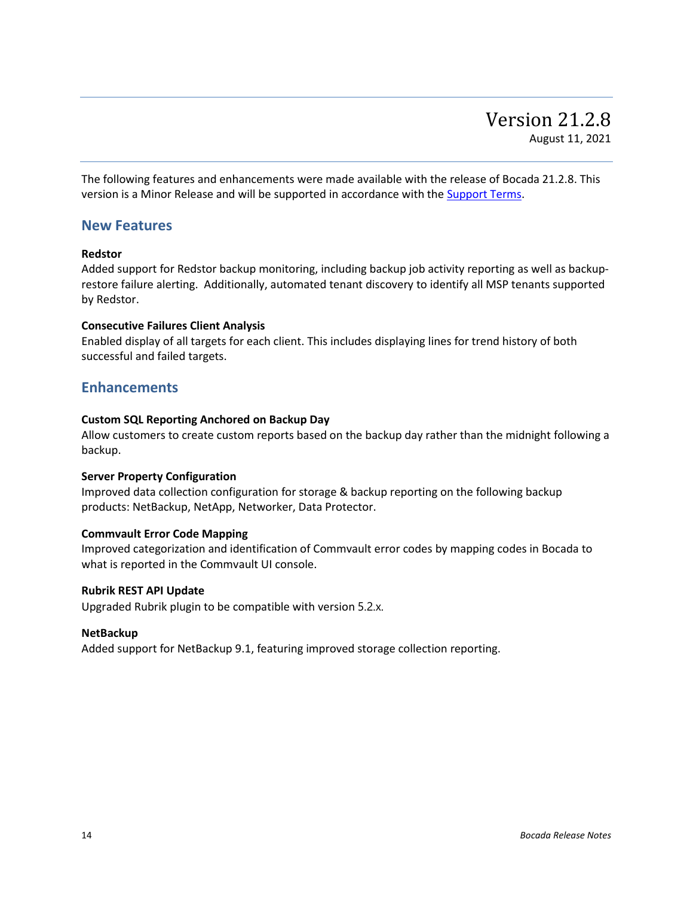# Version 21.2.8

August 11, 2021

The following features and enhancements were made available with the release of Bocada 21.2.8. This version is a Minor Release and will be supported in accordance with the Support Terms.

## New Features

**Redstor**
Added support for Redstor backup monitoring, including backup job activity reporting as well as backup-restore failure alerting. Additionally, automated tenant discovery to identify all MSP tenants supported by Redstor.

**Consecutive Failures Client Analysis**
Enabled display of all targets for each client. This includes displaying lines for trend history of both successful and failed targets.

## Enhancements

**Custom SQL Reporting Anchored on Backup Day**
Allow customers to create custom reports based on the backup day rather than the midnight following a backup.

**Server Property Configuration**
Improved data collection configuration for storage & backup reporting on the following backup products: NetBackup, NetApp, Networker, Data Protector.

**Commvault Error Code Mapping**
Improved categorization and identification of Commvault error codes by mapping codes in Bocada to what is reported in the Commvault UI console.

**Rubrik REST API Update**
Upgraded Rubrik plugin to be compatible with version 5.2.x.

**NetBackup**
Added support for NetBackup 9.1, featuring improved storage collection reporting.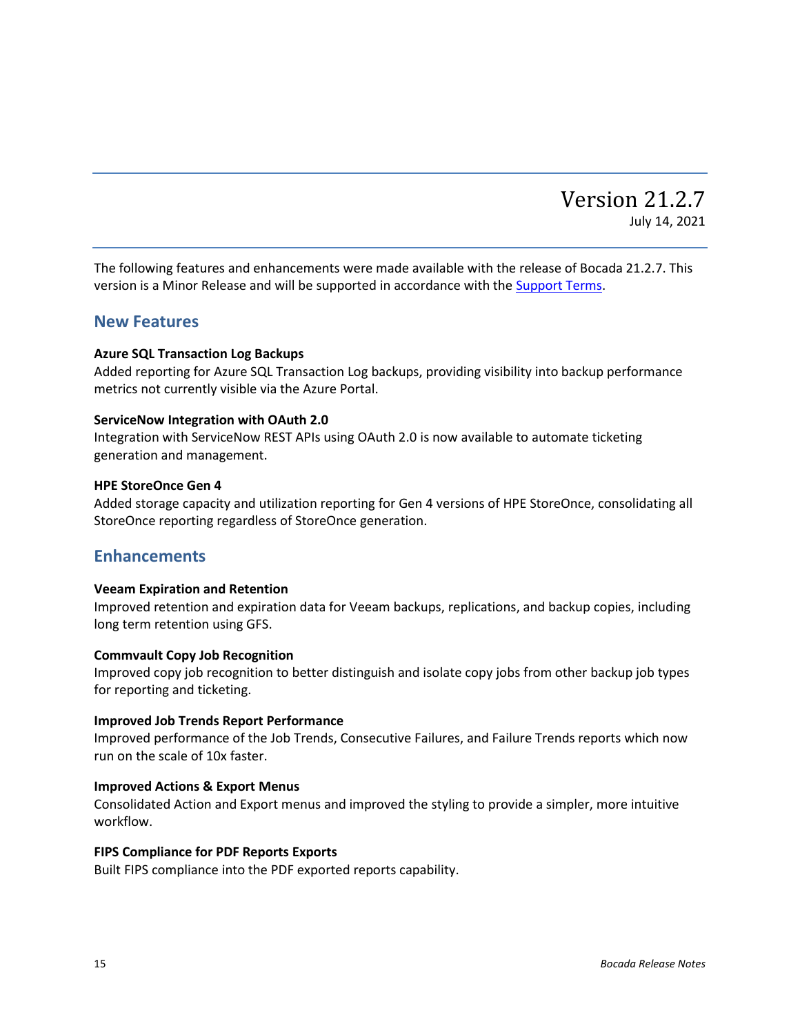# Version 21.2.7

July 14, 2021

The following features and enhancements were made available with the release of Bocada 21.2.7. This version is a Minor Release and will be supported in accordance with the Support Terms.

## New Features

**Azure SQL Transaction Log Backups**
Added reporting for Azure SQL Transaction Log backups, providing visibility into backup performance metrics not currently visible via the Azure Portal.

**ServiceNow Integration with OAuth 2.0**
Integration with ServiceNow REST APIs using OAuth 2.0 is now available to automate ticketing generation and management.

**HPE StoreOnce Gen 4**
Added storage capacity and utilization reporting for Gen 4 versions of HPE StoreOnce, consolidating all StoreOnce reporting regardless of StoreOnce generation.

## Enhancements

**Veeam Expiration and Retention**
Improved retention and expiration data for Veeam backups, replications, and backup copies, including long term retention using GFS.

**Commvault Copy Job Recognition**
Improved copy job recognition to better distinguish and isolate copy jobs from other backup job types for reporting and ticketing.

**Improved Job Trends Report Performance**
Improved performance of the Job Trends, Consecutive Failures, and Failure Trends reports which now run on the scale of 10x faster.

**Improved Actions & Export Menus**
Consolidated Action and Export menus and improved the styling to provide a simpler, more intuitive workflow.

**FIPS Compliance for PDF Reports Exports**
Built FIPS compliance into the PDF exported reports capability.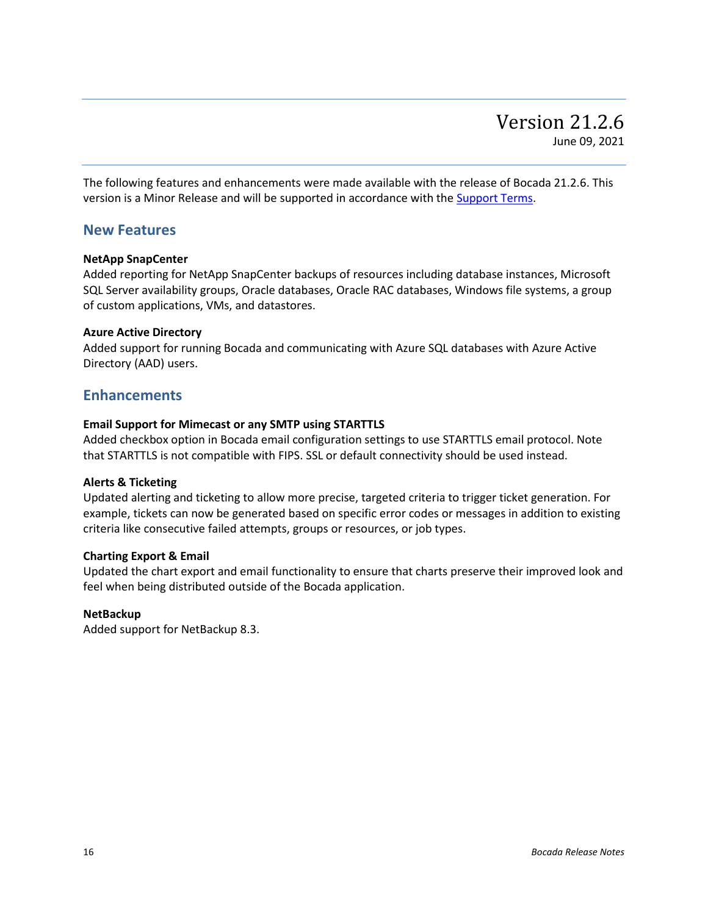# Version 21.2.6

June 09, 2021

The following features and enhancements were made available with the release of Bocada 21.2.6. This version is a Minor Release and will be supported in accordance with the Support Terms.

## New Features

**NetApp SnapCenter**
Added reporting for NetApp SnapCenter backups of resources including database instances, Microsoft SQL Server availability groups, Oracle databases, Oracle RAC databases, Windows file systems, a group of custom applications, VMs, and datastores.

**Azure Active Directory**
Added support for running Bocada and communicating with Azure SQL databases with Azure Active Directory (AAD) users.

## Enhancements

**Email Support for Mimecast or any SMTP using STARTTLS**
Added checkbox option in Bocada email configuration settings to use STARTTLS email protocol. Note that STARTTLS is not compatible with FIPS. SSL or default connectivity should be used instead.

**Alerts & Ticketing**
Updated alerting and ticketing to allow more precise, targeted criteria to trigger ticket generation. For example, tickets can now be generated based on specific error codes or messages in addition to existing criteria like consecutive failed attempts, groups or resources, or job types.

**Charting Export & Email**
Updated the chart export and email functionality to ensure that charts preserve their improved look and feel when being distributed outside of the Bocada application.

**NetBackup**
Added support for NetBackup 8.3.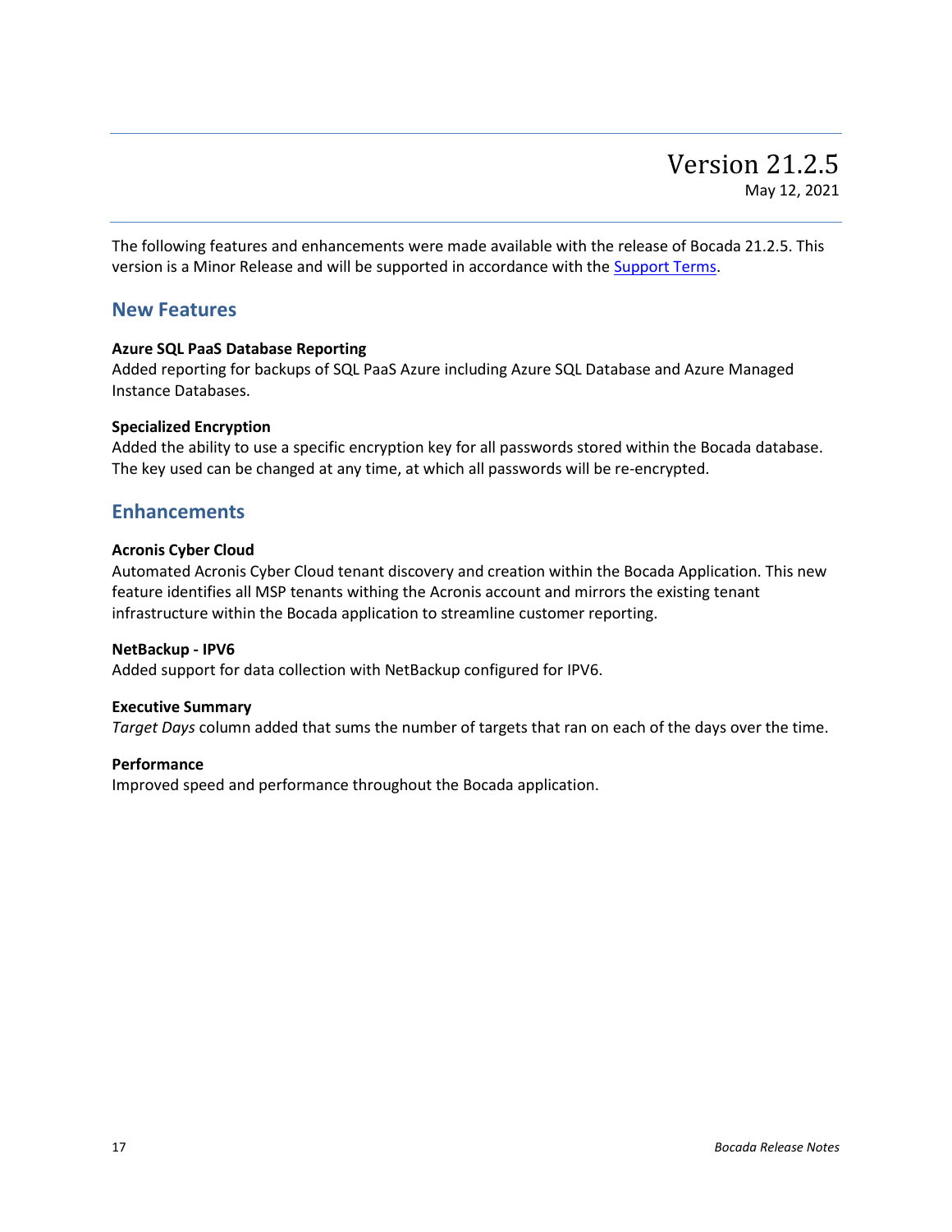# Version 21.2.5

May 12, 2021

The following features and enhancements were made available with the release of Bocada 21.2.5. This version is a Minor Release and will be supported in accordance with the [Support Terms].

## New Features

**Azure SQL PaaS Database Reporting**
Added reporting for backups of SQL PaaS Azure including Azure SQL Database and Azure Managed Instance Databases.

**Specialized Encryption**
Added the ability to use a specific encryption key for all passwords stored within the Bocada database. The key used can be changed at any time, at which all passwords will be re-encrypted.

## Enhancements

**Acronis Cyber Cloud**
Automated Acronis Cyber Cloud tenant discovery and creation within the Bocada Application. This new feature identifies all MSP tenants withing the Acronis account and mirrors the existing tenant infrastructure within the Bocada application to streamline customer reporting.

**NetBackup - IPV6**
Added support for data collection with NetBackup configured for IPV6.

**Executive Summary**
*Target Days* column added that sums the number of targets that ran on each of the days over the time.

**Performance**
Improved speed and performance throughout the Bocada application.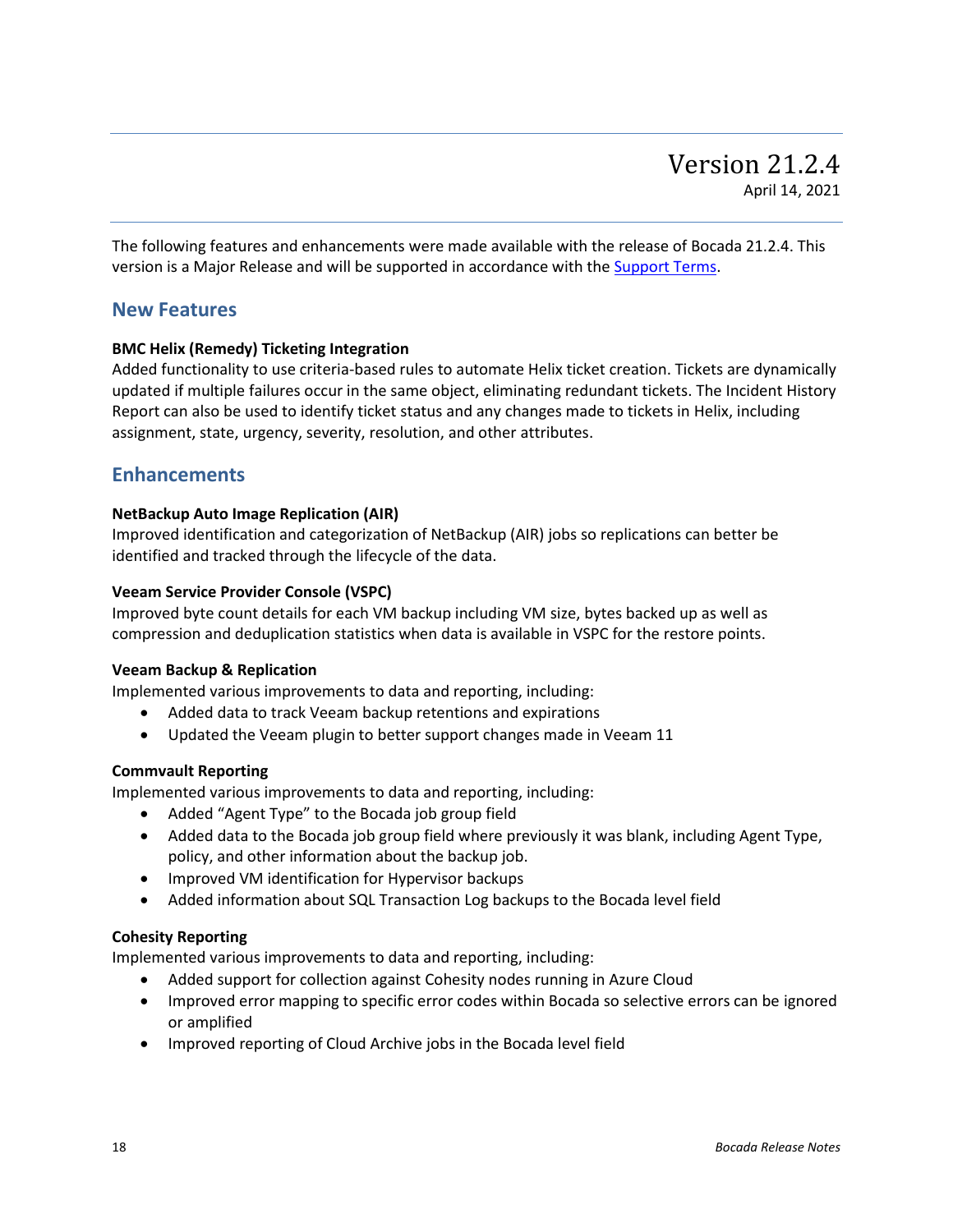# Version 21.2.4

April 14, 2021

The following features and enhancements were made available with the release of Bocada 21.2.4. This version is a Major Release and will be supported in accordance with the Support Terms.

## New Features

**BMC Helix (Remedy) Ticketing Integration**
Added functionality to use criteria-based rules to automate Helix ticket creation. Tickets are dynamically updated if multiple failures occur in the same object, eliminating redundant tickets. The Incident History Report can also be used to identify ticket status and any changes made to tickets in Helix, including assignment, state, urgency, severity, resolution, and other attributes.

## Enhancements

**NetBackup Auto Image Replication (AIR)**
Improved identification and categorization of NetBackup (AIR) jobs so replications can better be identified and tracked through the lifecycle of the data.

**Veeam Service Provider Console (VSPC)**
Improved byte count details for each VM backup including VM size, bytes backed up as well as compression and deduplication statistics when data is available in VSPC for the restore points.

**Veeam Backup & Replication**
Implemented various improvements to data and reporting, including:

- Added data to track Veeam backup retentions and expirations
- Updated the Veeam plugin to better support changes made in Veeam 11

**Commvault Reporting**
Implemented various improvements to data and reporting, including:

- Added “Agent Type” to the Bocada job group field
- Added data to the Bocada job group field where previously it was blank, including Agent Type, policy, and other information about the backup job.
- Improved VM identification for Hypervisor backups
- Added information about SQL Transaction Log backups to the Bocada level field

**Cohesity Reporting**
Implemented various improvements to data and reporting, including:

- Added support for collection against Cohesity nodes running in Azure Cloud
- Improved error mapping to specific error codes within Bocada so selective errors can be ignored or amplified
- Improved reporting of Cloud Archive jobs in the Bocada level field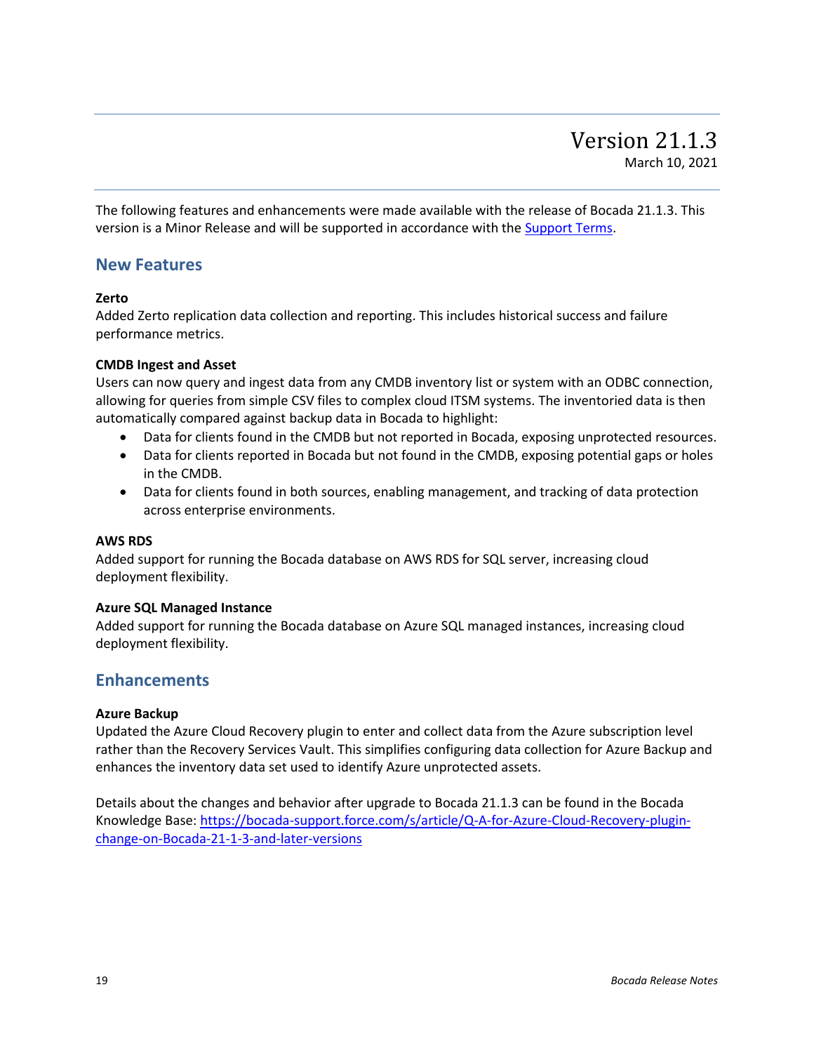# Version 21.1.3

March 10, 2021

The following features and enhancements were made available with the release of Bocada 21.1.3. This version is a Minor Release and will be supported in accordance with the Support Terms.

## New Features

**Zerto**

Added Zerto replication data collection and reporting. This includes historical success and failure performance metrics.

**CMDB Ingest and Asset**

Users can now query and ingest data from any CMDB inventory list or system with an ODBC connection, allowing for queries from simple CSV files to complex cloud ITSM systems. The inventoried data is then automatically compared against backup data in Bocada to highlight:

- Data for clients found in the CMDB but not reported in Bocada, exposing unprotected resources.
- Data for clients reported in Bocada but not found in the CMDB, exposing potential gaps or holes in the CMDB.
- Data for clients found in both sources, enabling management, and tracking of data protection across enterprise environments.

**AWS RDS**

Added support for running the Bocada database on AWS RDS for SQL server, increasing cloud deployment flexibility.

**Azure SQL Managed Instance**

Added support for running the Bocada database on Azure SQL managed instances, increasing cloud deployment flexibility.

## Enhancements

**Azure Backup**

Updated the Azure Cloud Recovery plugin to enter and collect data from the Azure subscription level rather than the Recovery Services Vault. This simplifies configuring data collection for Azure Backup and enhances the inventory data set used to identify Azure unprotected assets.

Details about the changes and behavior after upgrade to Bocada 21.1.3 can be found in the Bocada Knowledge Base: https://bocada-support.force.com/s/article/Q-A-for-Azure-Cloud-Recovery-plugin-change-on-Bocada-21-1-3-and-later-versions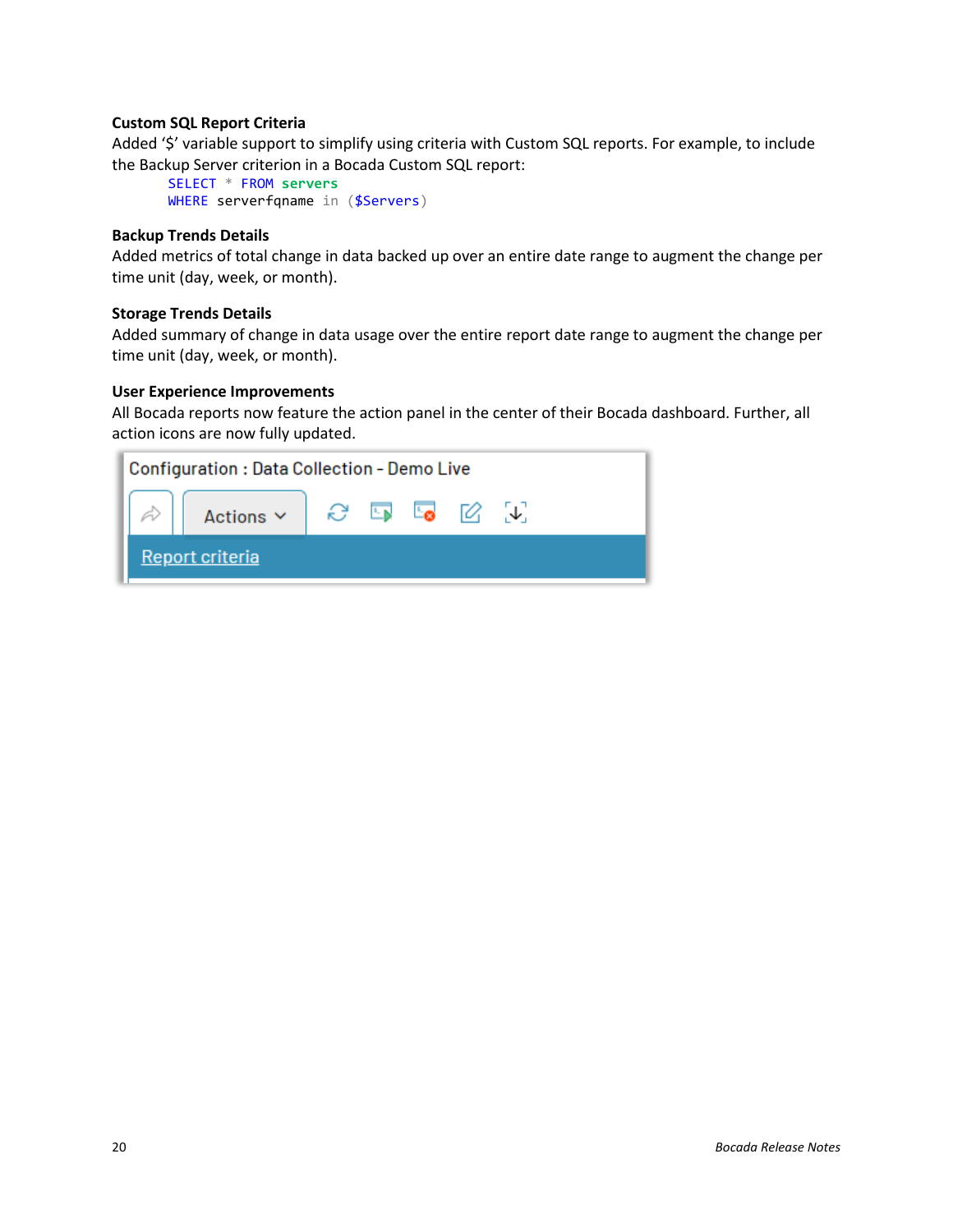**Custom SQL Report Criteria**

Added '$' variable support to simplify using criteria with Custom SQL reports. For example, to include the Backup Server criterion in a Bocada Custom SQL report:

```
SELECT * FROM servers
WHERE serverfqname in ($Servers)
```

**Backup Trends Details**

Added metrics of total change in data backed up over an entire date range to augment the change per time unit (day, week, or month).

**Storage Trends Details**

Added summary of change in data usage over the entire report date range to augment the change per time unit (day, week, or month).

**User Experience Improvements**

All Bocada reports now feature the action panel in the center of their Bocada dashboard. Further, all action icons are now fully updated.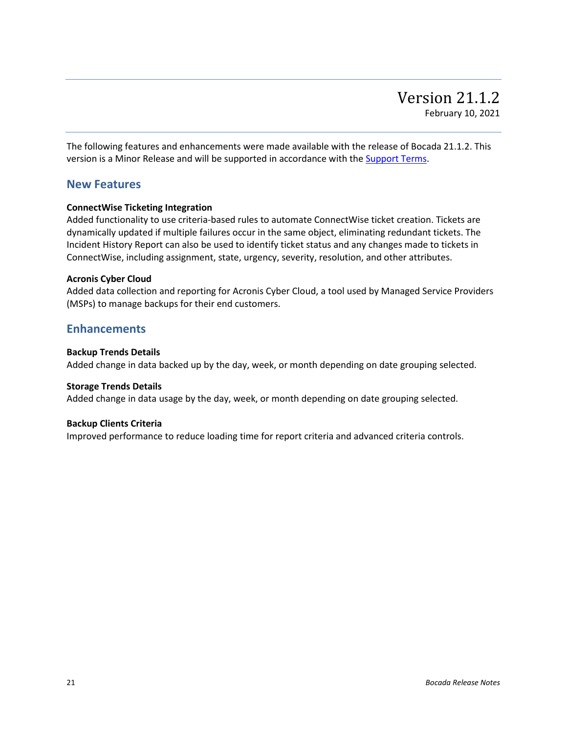# Version 21.1.2

February 10, 2021

The following features and enhancements were made available with the release of Bocada 21.1.2. This version is a Minor Release and will be supported in accordance with the [Support Terms].

## New Features

**ConnectWise Ticketing Integration**
Added functionality to use criteria-based rules to automate ConnectWise ticket creation. Tickets are dynamically updated if multiple failures occur in the same object, eliminating redundant tickets. The Incident History Report can also be used to identify ticket status and any changes made to tickets in ConnectWise, including assignment, state, urgency, severity, resolution, and other attributes.

**Acronis Cyber Cloud**
Added data collection and reporting for Acronis Cyber Cloud, a tool used by Managed Service Providers (MSPs) to manage backups for their end customers.

## Enhancements

**Backup Trends Details**
Added change in data backed up by the day, week, or month depending on date grouping selected.

**Storage Trends Details**
Added change in data usage by the day, week, or month depending on date grouping selected.

**Backup Clients Criteria**
Improved performance to reduce loading time for report criteria and advanced criteria controls.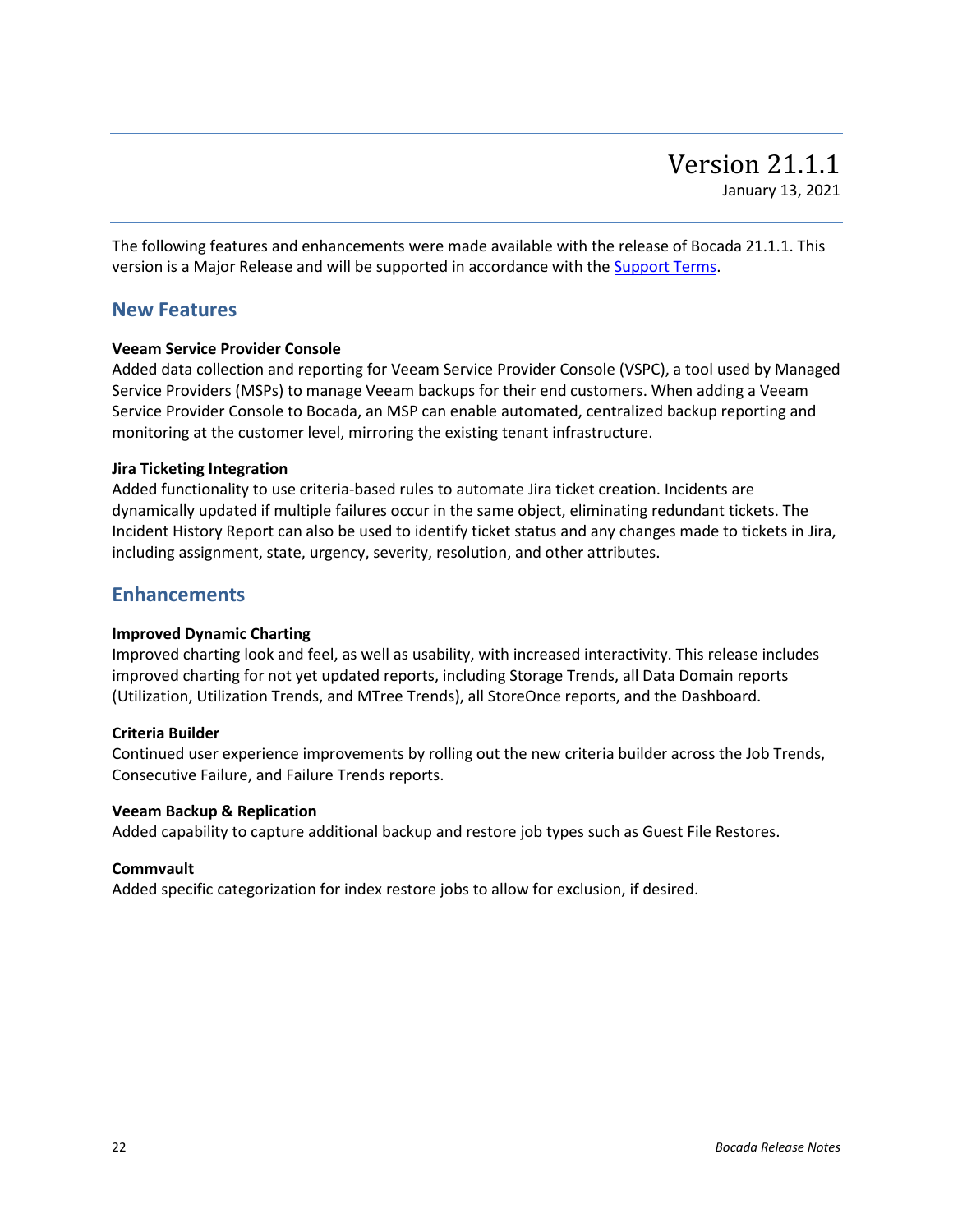# Version 21.1.1

January 13, 2021

The following features and enhancements were made available with the release of Bocada 21.1.1. This version is a Major Release and will be supported in accordance with the Support Terms.

## New Features

**Veeam Service Provider Console**

Added data collection and reporting for Veeam Service Provider Console (VSPC), a tool used by Managed Service Providers (MSPs) to manage Veeam backups for their end customers. When adding a Veeam Service Provider Console to Bocada, an MSP can enable automated, centralized backup reporting and monitoring at the customer level, mirroring the existing tenant infrastructure.

**Jira Ticketing Integration**

Added functionality to use criteria-based rules to automate Jira ticket creation. Incidents are dynamically updated if multiple failures occur in the same object, eliminating redundant tickets. The Incident History Report can also be used to identify ticket status and any changes made to tickets in Jira, including assignment, state, urgency, severity, resolution, and other attributes.

## Enhancements

**Improved Dynamic Charting**

Improved charting look and feel, as well as usability, with increased interactivity. This release includes improved charting for not yet updated reports, including Storage Trends, all Data Domain reports (Utilization, Utilization Trends, and MTree Trends), all StoreOnce reports, and the Dashboard.

**Criteria Builder**

Continued user experience improvements by rolling out the new criteria builder across the Job Trends, Consecutive Failure, and Failure Trends reports.

**Veeam Backup & Replication**

Added capability to capture additional backup and restore job types such as Guest File Restores.

**Commvault**

Added specific categorization for index restore jobs to allow for exclusion, if desired.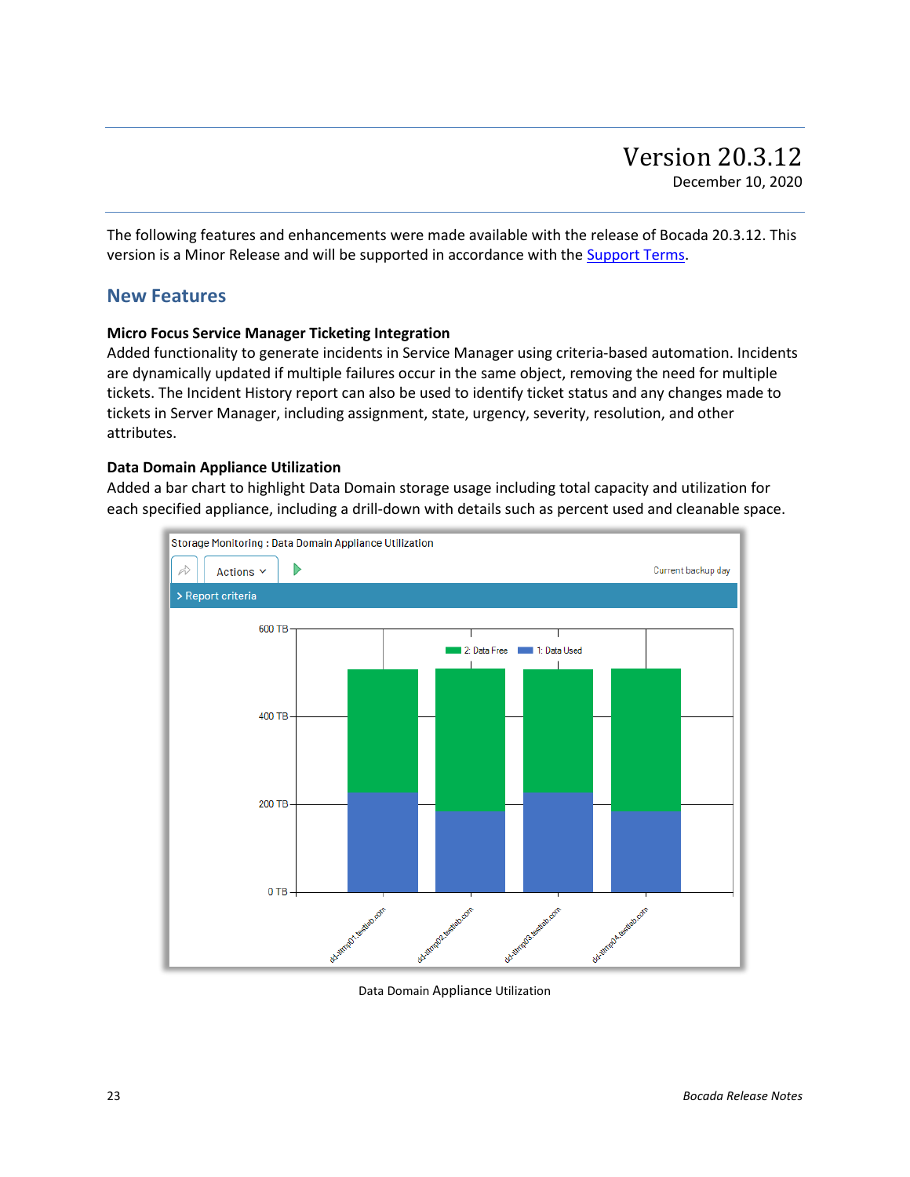# Version 20.3.12

December 10, 2020

The following features and enhancements were made available with the release of Bocada 20.3.12. This version is a Minor Release and will be supported in accordance with the Support Terms.

## New Features

**Micro Focus Service Manager Ticketing Integration**

Added functionality to generate incidents in Service Manager using criteria-based automation. Incidents are dynamically updated if multiple failures occur in the same object, removing the need for multiple tickets. The Incident History report can also be used to identify ticket status and any changes made to tickets in Server Manager, including assignment, state, urgency, severity, resolution, and other attributes.

**Data Domain Appliance Utilization**

Added a bar chart to highlight Data Domain storage usage including total capacity and utilization for each specified appliance, including a drill-down with details such as percent used and cleanable space.

Data Domain Appliance Utilization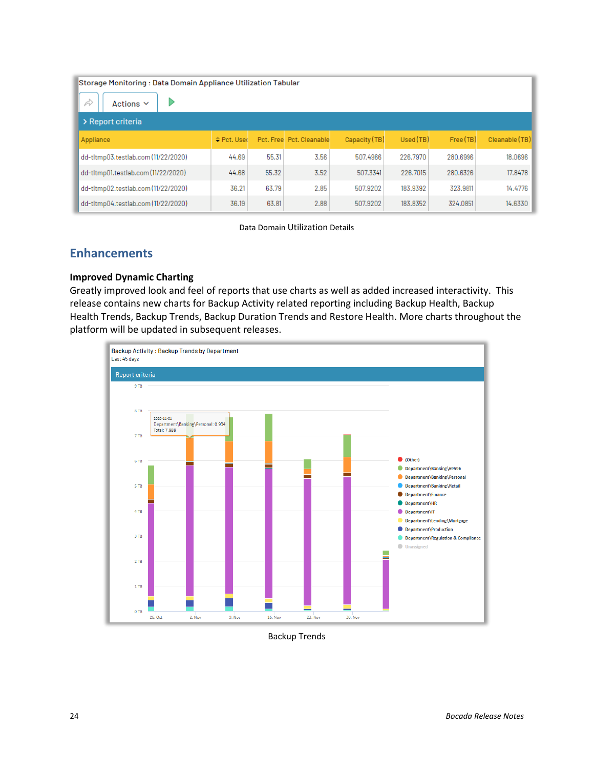Storage Monitoring : Data Domain Appliance Utilization Tabular

| Appliance | Pct. Used | Pct. Free | Pct. Cleanable | Capacity (TB) | Used (TB) | Free (TB) | Cleanable (TB) |
|---|---|---|---|---|---|---|---|
| dd-tltmp03.testlab.com (11/22/2020) | 44.69 | 55.31 | 3.56 | 507.4966 | 226.7970 | 280.6996 | 18.0696 |
| dd-tltmp01.testlab.com (11/22/2020) | 44.68 | 55.32 | 3.52 | 507.3341 | 226.7015 | 280.6326 | 17.8478 |
| dd-tltmp02.testlab.com (11/22/2020) | 36.21 | 63.79 | 2.85 | 507.9202 | 183.9392 | 323.9811 | 14.4776 |
| dd-tltmp04.testlab.com (11/22/2020) | 36.19 | 63.81 | 2.88 | 507.9202 | 183.8352 | 324.0851 | 14.6330 |

Data Domain Utilization Details

## Enhancements

**Improved Dynamic Charting**

Greatly improved look and feel of reports that use charts as well as added increased interactivity. This release contains new charts for Backup Activity related reporting including Backup Health, Backup Health Trends, Backup Trends, Backup Duration Trends and Restore Health. More charts throughout the platform will be updated in subsequent releases.

Backup Trends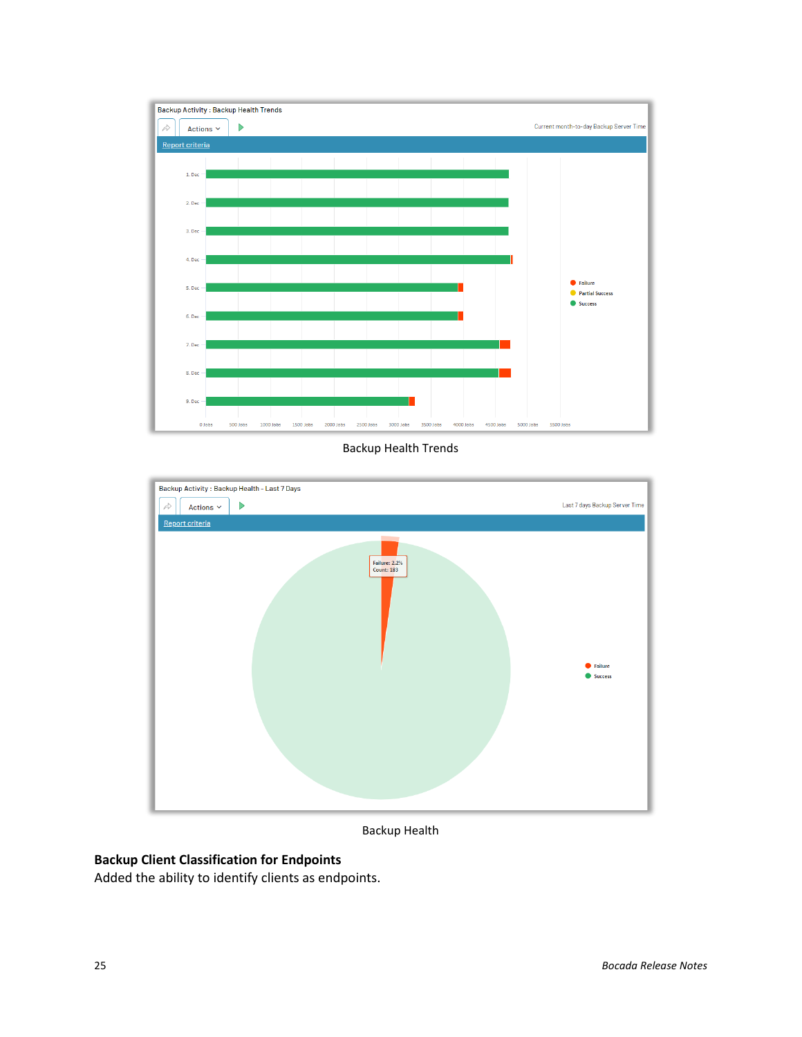Backup Health Trends

Backup Health

## Backup Client Classification for Endpoints

Added the ability to identify clients as endpoints.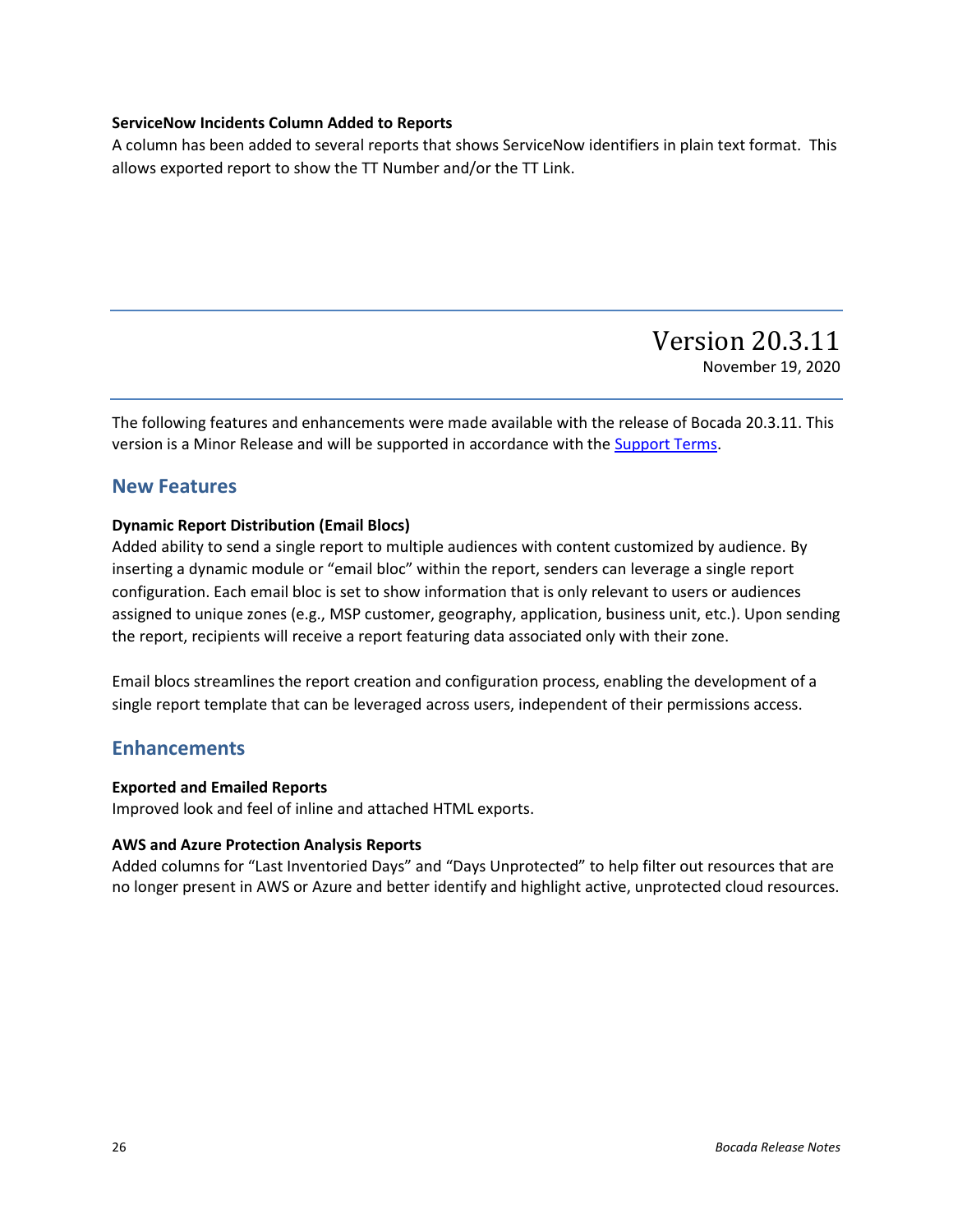**ServiceNow Incidents Column Added to Reports**

A column has been added to several reports that shows ServiceNow identifiers in plain text format. This allows exported report to show the TT Number and/or the TT Link.

# Version 20.3.11

November 19, 2020

The following features and enhancements were made available with the release of Bocada 20.3.11. This version is a Minor Release and will be supported in accordance with the Support Terms.

## New Features

**Dynamic Report Distribution (Email Blocs)**

Added ability to send a single report to multiple audiences with content customized by audience. By inserting a dynamic module or "email bloc" within the report, senders can leverage a single report configuration. Each email bloc is set to show information that is only relevant to users or audiences assigned to unique zones (e.g., MSP customer, geography, application, business unit, etc.). Upon sending the report, recipients will receive a report featuring data associated only with their zone.

Email blocs streamlines the report creation and configuration process, enabling the development of a single report template that can be leveraged across users, independent of their permissions access.

## Enhancements

**Exported and Emailed Reports**

Improved look and feel of inline and attached HTML exports.

**AWS and Azure Protection Analysis Reports**

Added columns for "Last Inventoried Days" and "Days Unprotected" to help filter out resources that are no longer present in AWS or Azure and better identify and highlight active, unprotected cloud resources.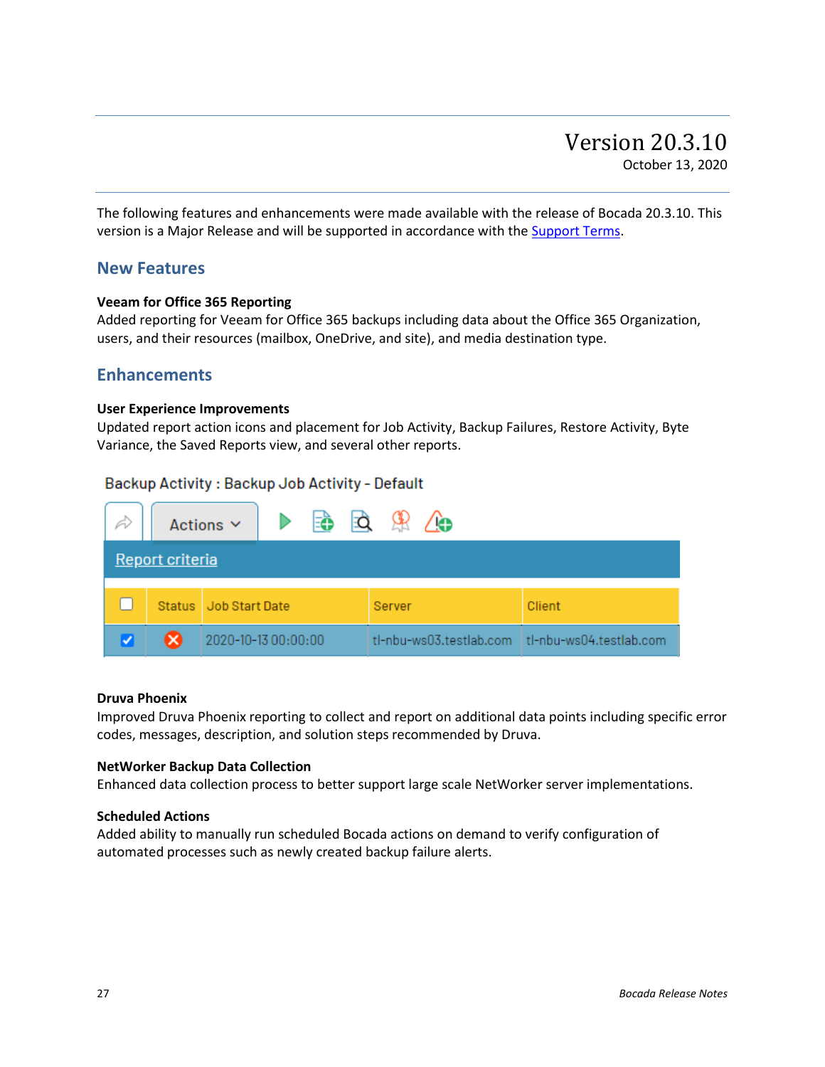# Version 20.3.10

October 13, 2020

The following features and enhancements were made available with the release of Bocada 20.3.10. This version is a Major Release and will be supported in accordance with the Support Terms.

## New Features

**Veeam for Office 365 Reporting**
Added reporting for Veeam for Office 365 backups including data about the Office 365 Organization, users, and their resources (mailbox, OneDrive, and site), and media destination type.

## Enhancements

**User Experience Improvements**
Updated report action icons and placement for Job Activity, Backup Failures, Restore Activity, Byte Variance, the Saved Reports view, and several other reports.

Backup Activity : Backup Job Activity - Default

Actions

Report criteria

| | Status | Job Start Date | Server | Client |
|---|---|---|---|---|
| ☑ | ⊗ | 2020-10-13 00:00:00 | tl-nbu-ws03.testlab.com | tl-nbu-ws04.testlab.com |

**Druva Phoenix**
Improved Druva Phoenix reporting to collect and report on additional data points including specific error codes, messages, description, and solution steps recommended by Druva.

**NetWorker Backup Data Collection**
Enhanced data collection process to better support large scale NetWorker server implementations.

**Scheduled Actions**
Added ability to manually run scheduled Bocada actions on demand to verify configuration of automated processes such as newly created backup failure alerts.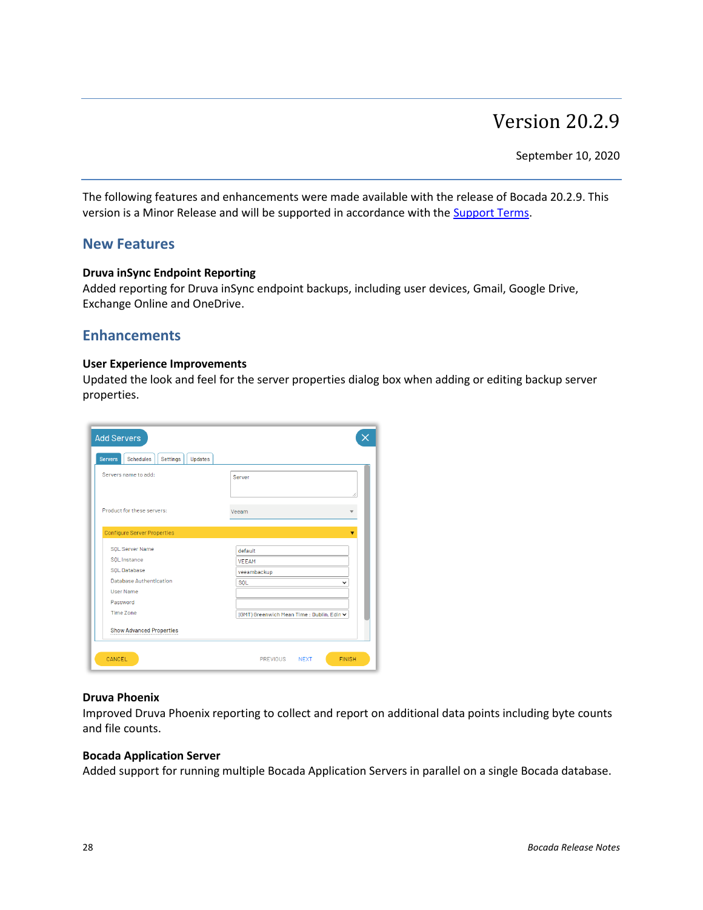# Version 20.2.9

September 10, 2020

The following features and enhancements were made available with the release of Bocada 20.2.9. This version is a Minor Release and will be supported in accordance with the Support Terms.

## New Features

**Druva inSync Endpoint Reporting**
Added reporting for Druva inSync endpoint backups, including user devices, Gmail, Google Drive, Exchange Online and OneDrive.

## Enhancements

**User Experience Improvements**
Updated the look and feel for the server properties dialog box when adding or editing backup server properties.

**Druva Phoenix**
Improved Druva Phoenix reporting to collect and report on additional data points including byte counts and file counts.

**Bocada Application Server**
Added support for running multiple Bocada Application Servers in parallel on a single Bocada database.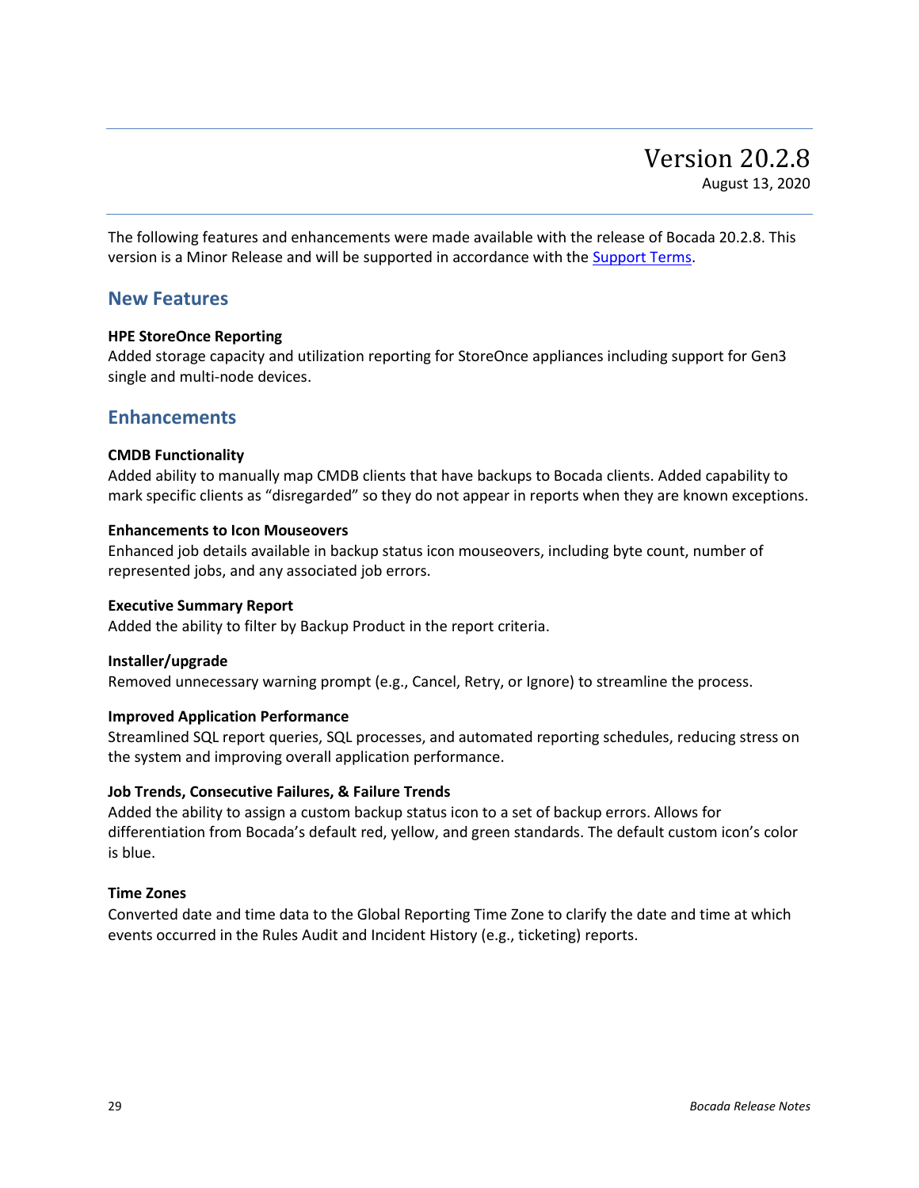# Version 20.2.8

August 13, 2020

The following features and enhancements were made available with the release of Bocada 20.2.8. This version is a Minor Release and will be supported in accordance with the Support Terms.

## New Features

**HPE StoreOnce Reporting**
Added storage capacity and utilization reporting for StoreOnce appliances including support for Gen3 single and multi-node devices.

## Enhancements

**CMDB Functionality**
Added ability to manually map CMDB clients that have backups to Bocada clients. Added capability to mark specific clients as "disregarded" so they do not appear in reports when they are known exceptions.

**Enhancements to Icon Mouseovers**
Enhanced job details available in backup status icon mouseovers, including byte count, number of represented jobs, and any associated job errors.

**Executive Summary Report**
Added the ability to filter by Backup Product in the report criteria.

**Installer/upgrade**
Removed unnecessary warning prompt (e.g., Cancel, Retry, or Ignore) to streamline the process.

**Improved Application Performance**
Streamlined SQL report queries, SQL processes, and automated reporting schedules, reducing stress on the system and improving overall application performance.

**Job Trends, Consecutive Failures, & Failure Trends**
Added the ability to assign a custom backup status icon to a set of backup errors. Allows for differentiation from Bocada's default red, yellow, and green standards. The default custom icon's color is blue.

**Time Zones**
Converted date and time data to the Global Reporting Time Zone to clarify the date and time at which events occurred in the Rules Audit and Incident History (e.g., ticketing) reports.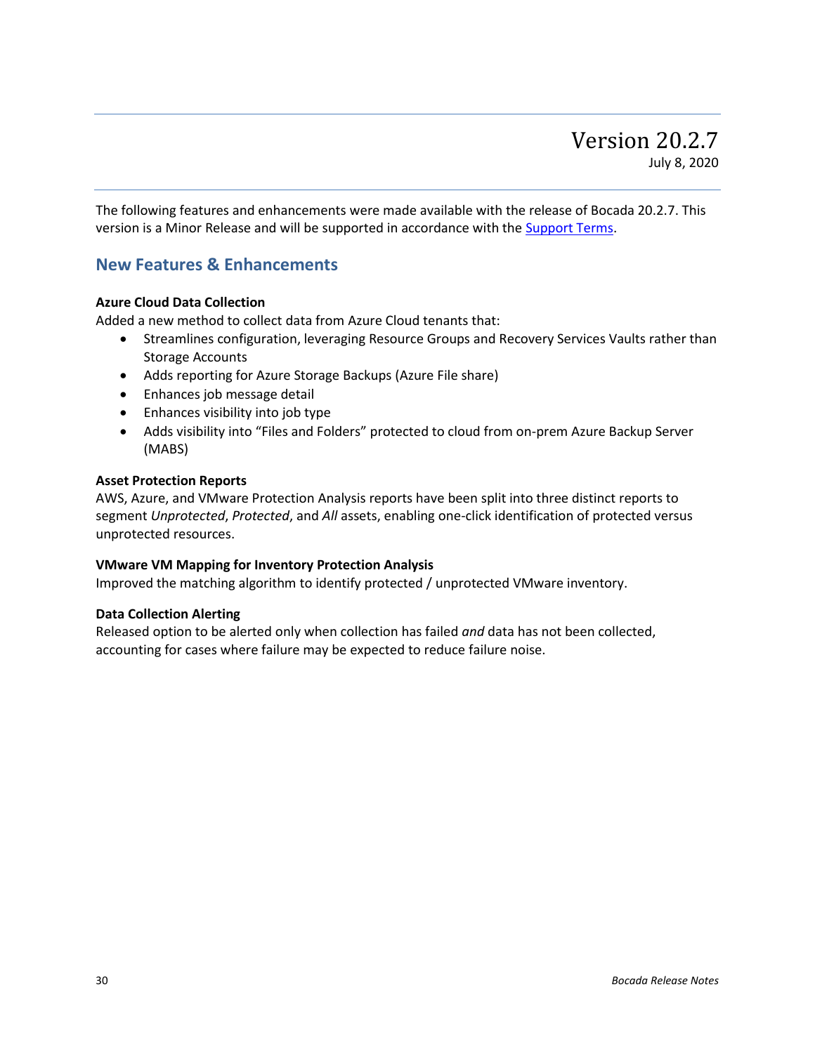# Version 20.2.7

July 8, 2020

The following features and enhancements were made available with the release of Bocada 20.2.7. This version is a Minor Release and will be supported in accordance with the Support Terms.

## New Features & Enhancements

**Azure Cloud Data Collection**

Added a new method to collect data from Azure Cloud tenants that:

- Streamlines configuration, leveraging Resource Groups and Recovery Services Vaults rather than Storage Accounts
- Adds reporting for Azure Storage Backups (Azure File share)
- Enhances job message detail
- Enhances visibility into job type
- Adds visibility into “Files and Folders” protected to cloud from on-prem Azure Backup Server (MABS)

**Asset Protection Reports**

AWS, Azure, and VMware Protection Analysis reports have been split into three distinct reports to segment *Unprotected*, *Protected*, and *All* assets, enabling one-click identification of protected versus unprotected resources.

**VMware VM Mapping for Inventory Protection Analysis**

Improved the matching algorithm to identify protected / unprotected VMware inventory.

**Data Collection Alerting**

Released option to be alerted only when collection has failed *and* data has not been collected, accounting for cases where failure may be expected to reduce failure noise.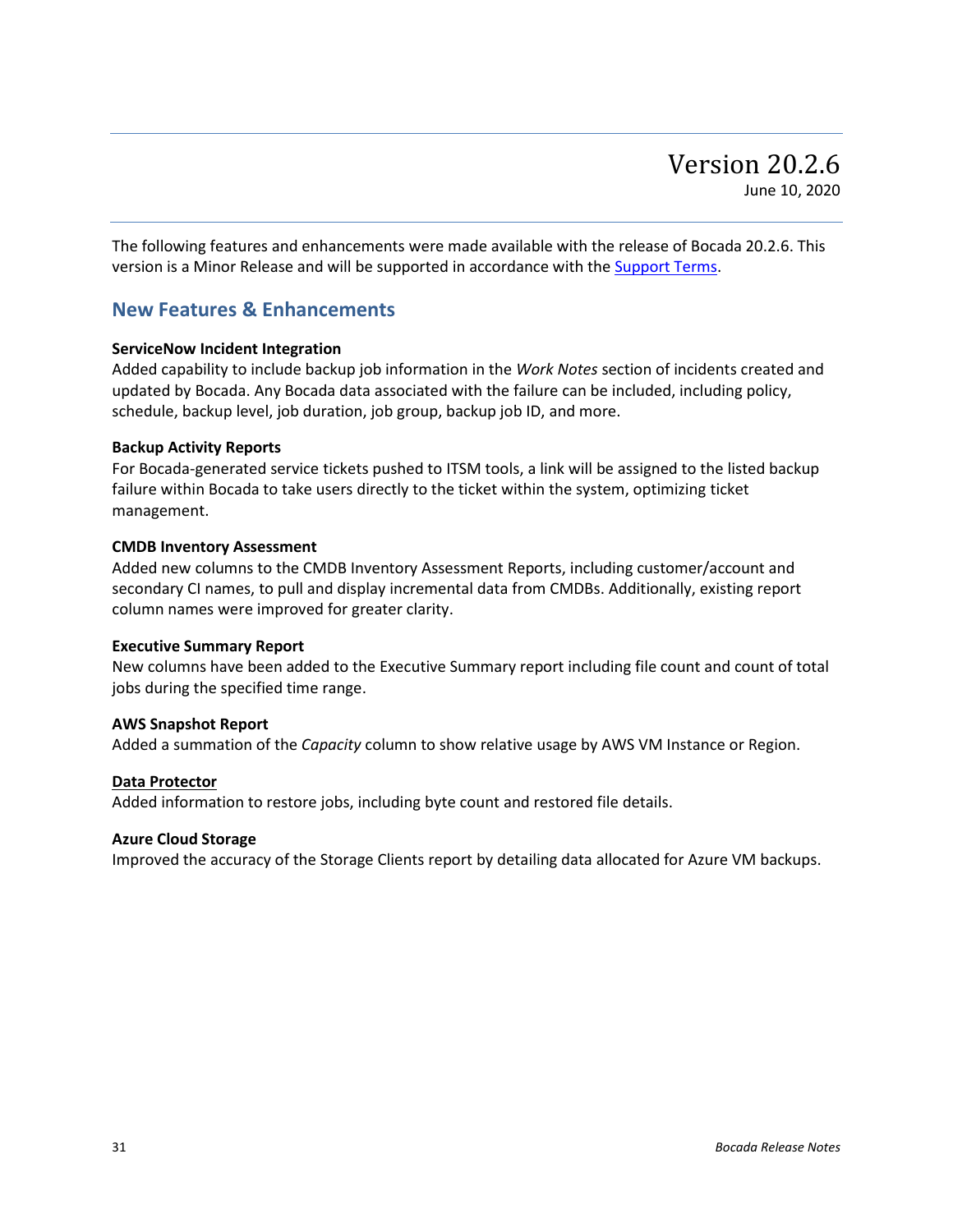# Version 20.2.6

June 10, 2020

The following features and enhancements were made available with the release of Bocada 20.2.6. This version is a Minor Release and will be supported in accordance with the Support Terms.

## New Features & Enhancements

**ServiceNow Incident Integration**
Added capability to include backup job information in the *Work Notes* section of incidents created and updated by Bocada. Any Bocada data associated with the failure can be included, including policy, schedule, backup level, job duration, job group, backup job ID, and more.

**Backup Activity Reports**
For Bocada-generated service tickets pushed to ITSM tools, a link will be assigned to the listed backup failure within Bocada to take users directly to the ticket within the system, optimizing ticket management.

**CMDB Inventory Assessment**
Added new columns to the CMDB Inventory Assessment Reports, including customer/account and secondary CI names, to pull and display incremental data from CMDBs. Additionally, existing report column names were improved for greater clarity.

**Executive Summary Report**
New columns have been added to the Executive Summary report including file count and count of total jobs during the specified time range.

**AWS Snapshot Report**
Added a summation of the *Capacity* column to show relative usage by AWS VM Instance or Region.

**Data Protector**
Added information to restore jobs, including byte count and restored file details.

**Azure Cloud Storage**
Improved the accuracy of the Storage Clients report by detailing data allocated for Azure VM backups.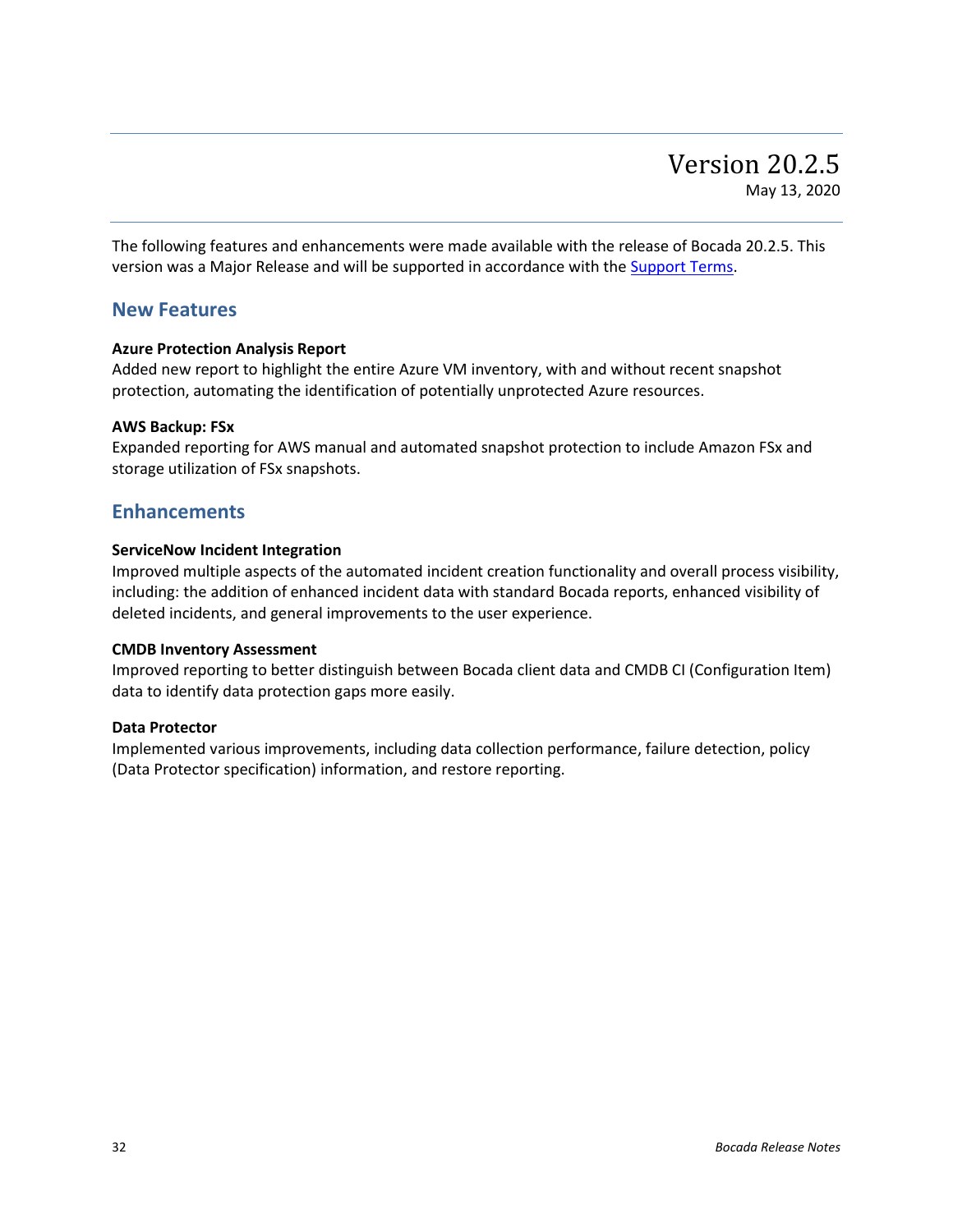# Version 20.2.5

May 13, 2020

The following features and enhancements were made available with the release of Bocada 20.2.5. This version was a Major Release and will be supported in accordance with the Support Terms.

## New Features

**Azure Protection Analysis Report**
Added new report to highlight the entire Azure VM inventory, with and without recent snapshot protection, automating the identification of potentially unprotected Azure resources.

**AWS Backup: FSx**
Expanded reporting for AWS manual and automated snapshot protection to include Amazon FSx and storage utilization of FSx snapshots.

## Enhancements

**ServiceNow Incident Integration**
Improved multiple aspects of the automated incident creation functionality and overall process visibility, including: the addition of enhanced incident data with standard Bocada reports, enhanced visibility of deleted incidents, and general improvements to the user experience.

**CMDB Inventory Assessment**
Improved reporting to better distinguish between Bocada client data and CMDB CI (Configuration Item) data to identify data protection gaps more easily.

**Data Protector**
Implemented various improvements, including data collection performance, failure detection, policy (Data Protector specification) information, and restore reporting.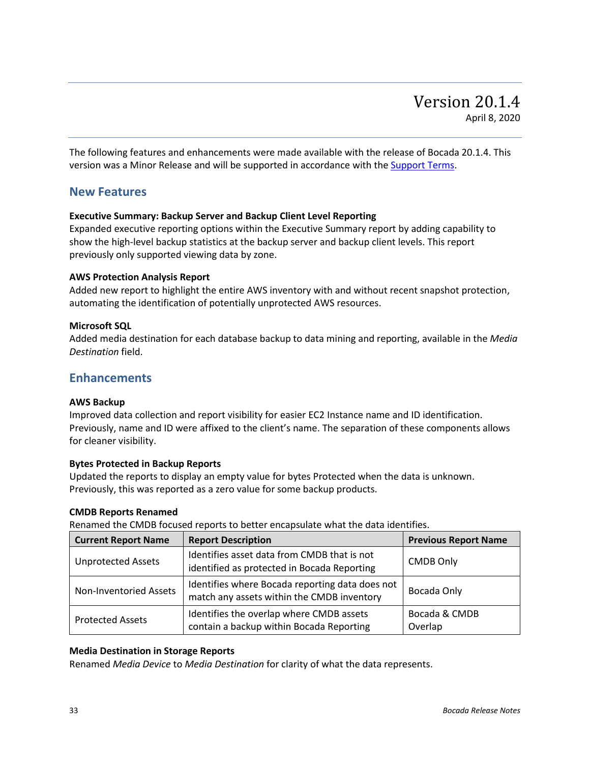# Version 20.1.4

April 8, 2020

The following features and enhancements were made available with the release of Bocada 20.1.4. This version was a Minor Release and will be supported in accordance with the [Support Terms](Support Terms).

## New Features

**Executive Summary: Backup Server and Backup Client Level Reporting**
Expanded executive reporting options within the Executive Summary report by adding capability to show the high-level backup statistics at the backup server and backup client levels. This report previously only supported viewing data by zone.

**AWS Protection Analysis Report**
Added new report to highlight the entire AWS inventory with and without recent snapshot protection, automating the identification of potentially unprotected AWS resources.

**Microsoft SQL**
Added media destination for each database backup to data mining and reporting, available in the *Media Destination* field.

## Enhancements

**AWS Backup**
Improved data collection and report visibility for easier EC2 Instance name and ID identification. Previously, name and ID were affixed to the client's name. The separation of these components allows for cleaner visibility.

**Bytes Protected in Backup Reports**
Updated the reports to display an empty value for bytes Protected when the data is unknown. Previously, this was reported as a zero value for some backup products.

**CMDB Reports Renamed**
Renamed the CMDB focused reports to better encapsulate what the data identifies.

| Current Report Name | Report Description | Previous Report Name |
|---|---|---|
| Unprotected Assets | Identifies asset data from CMDB that is not identified as protected in Bocada Reporting | CMDB Only |
| Non-Inventoried Assets | Identifies where Bocada reporting data does not match any assets within the CMDB inventory | Bocada Only |
| Protected Assets | Identifies the overlap where CMDB assets contain a backup within Bocada Reporting | Bocada & CMDB Overlap |

**Media Destination in Storage Reports**
Renamed *Media Device* to *Media Destination* for clarity of what the data represents.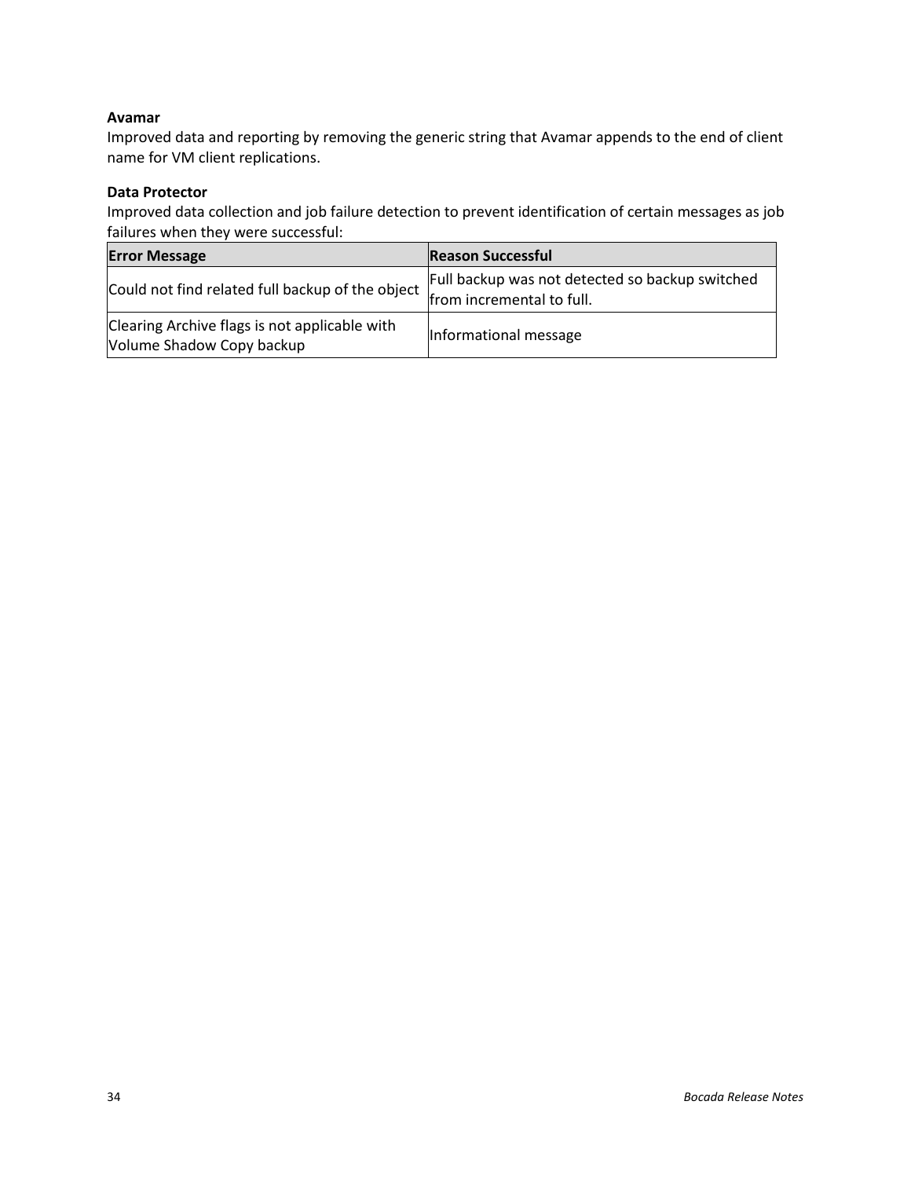**Avamar**

Improved data and reporting by removing the generic string that Avamar appends to the end of client name for VM client replications.

**Data Protector**

Improved data collection and job failure detection to prevent identification of certain messages as job failures when they were successful:

| Error Message | Reason Successful |
| --- | --- |
| Could not find related full backup of the object | Full backup was not detected so backup switched from incremental to full. |
| Clearing Archive flags is not applicable with Volume Shadow Copy backup | Informational message |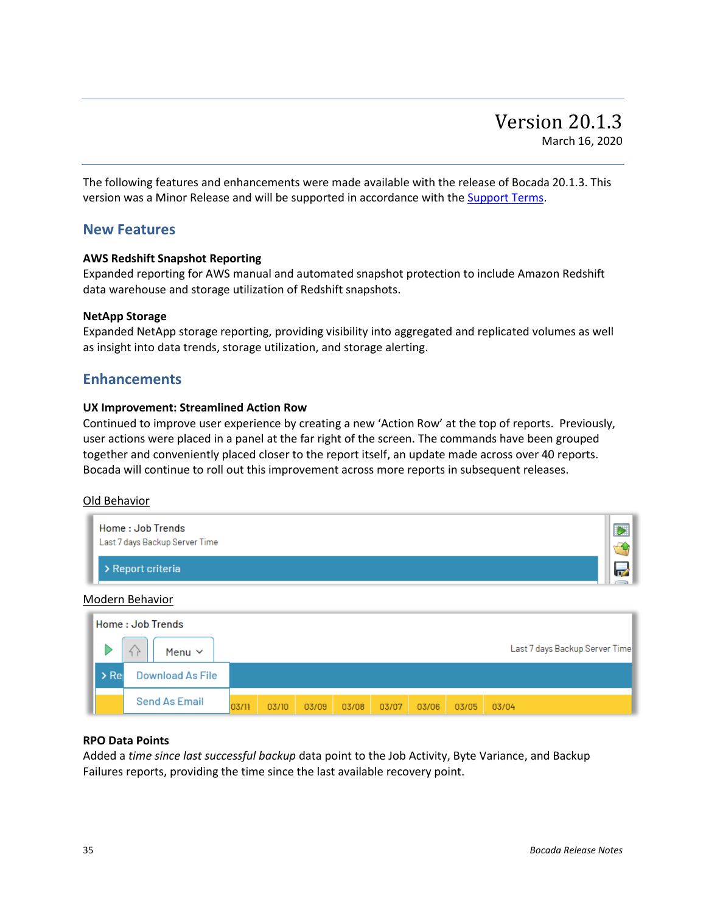# Version 20.1.3

March 16, 2020

The following features and enhancements were made available with the release of Bocada 20.1.3. This version was a Minor Release and will be supported in accordance with the Support Terms.

## New Features

**AWS Redshift Snapshot Reporting**
Expanded reporting for AWS manual and automated snapshot protection to include Amazon Redshift data warehouse and storage utilization of Redshift snapshots.

**NetApp Storage**
Expanded NetApp storage reporting, providing visibility into aggregated and replicated volumes as well as insight into data trends, storage utilization, and storage alerting.

## Enhancements

**UX Improvement: Streamlined Action Row**
Continued to improve user experience by creating a new 'Action Row' at the top of reports. Previously, user actions were placed in a panel at the far right of the screen. The commands have been grouped together and conveniently placed closer to the report itself, an update made across over 40 reports. Bocada will continue to roll out this improvement across more reports in subsequent releases.

Old Behavior

Modern Behavior

**RPO Data Points**
Added a *time since last successful backup* data point to the Job Activity, Byte Variance, and Backup Failures reports, providing the time since the last available recovery point.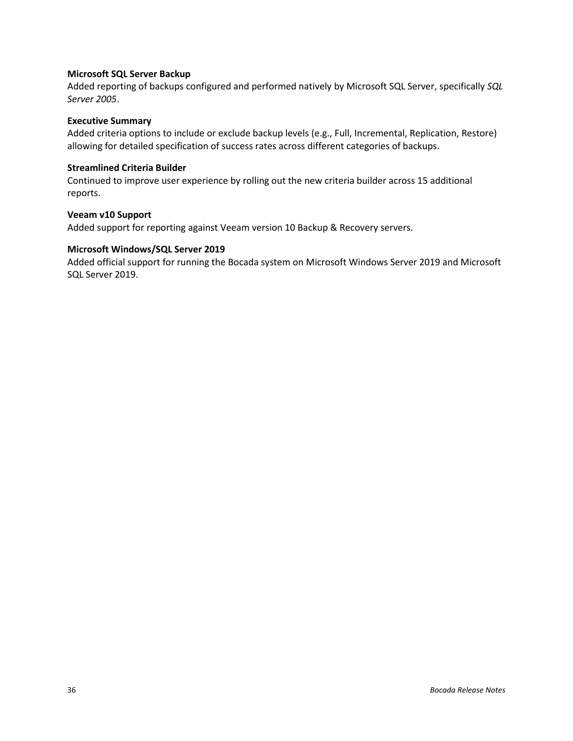**Microsoft SQL Server Backup**

Added reporting of backups configured and performed natively by Microsoft SQL Server, specifically *SQL Server 2005*.

**Executive Summary**

Added criteria options to include or exclude backup levels (e.g., Full, Incremental, Replication, Restore) allowing for detailed specification of success rates across different categories of backups.

**Streamlined Criteria Builder**

Continued to improve user experience by rolling out the new criteria builder across 15 additional reports.

**Veeam v10 Support**

Added support for reporting against Veeam version 10 Backup & Recovery servers.

**Microsoft Windows/SQL Server 2019**

Added official support for running the Bocada system on Microsoft Windows Server 2019 and Microsoft SQL Server 2019.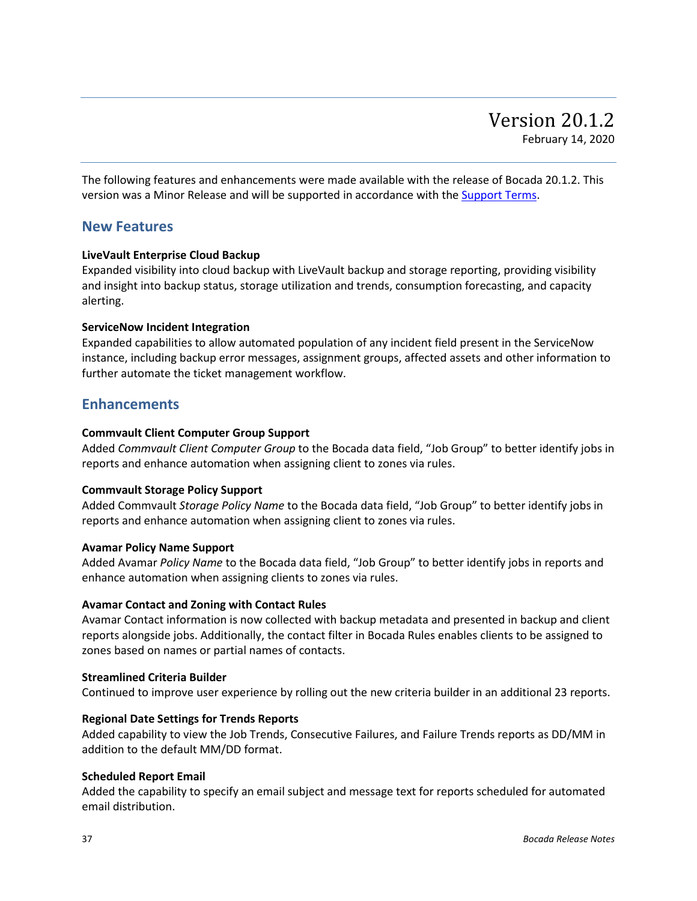# Version 20.1.2

February 14, 2020

The following features and enhancements were made available with the release of Bocada 20.1.2. This version was a Minor Release and will be supported in accordance with the [Support Terms](Support Terms).

## New Features

**LiveVault Enterprise Cloud Backup**
Expanded visibility into cloud backup with LiveVault backup and storage reporting, providing visibility and insight into backup status, storage utilization and trends, consumption forecasting, and capacity alerting.

**ServiceNow Incident Integration**
Expanded capabilities to allow automated population of any incident field present in the ServiceNow instance, including backup error messages, assignment groups, affected assets and other information to further automate the ticket management workflow.

## Enhancements

**Commvault Client Computer Group Support**
Added *Commvault Client Computer Group* to the Bocada data field, "Job Group" to better identify jobs in reports and enhance automation when assigning client to zones via rules.

**Commvault Storage Policy Support**
Added Commvault *Storage Policy Name* to the Bocada data field, "Job Group" to better identify jobs in reports and enhance automation when assigning client to zones via rules.

**Avamar Policy Name Support**
Added Avamar *Policy Name* to the Bocada data field, "Job Group" to better identify jobs in reports and enhance automation when assigning clients to zones via rules.

**Avamar Contact and Zoning with Contact Rules**
Avamar Contact information is now collected with backup metadata and presented in backup and client reports alongside jobs. Additionally, the contact filter in Bocada Rules enables clients to be assigned to zones based on names or partial names of contacts.

**Streamlined Criteria Builder**
Continued to improve user experience by rolling out the new criteria builder in an additional 23 reports.

**Regional Date Settings for Trends Reports**
Added capability to view the Job Trends, Consecutive Failures, and Failure Trends reports as DD/MM in addition to the default MM/DD format.

**Scheduled Report Email**
Added the capability to specify an email subject and message text for reports scheduled for automated email distribution.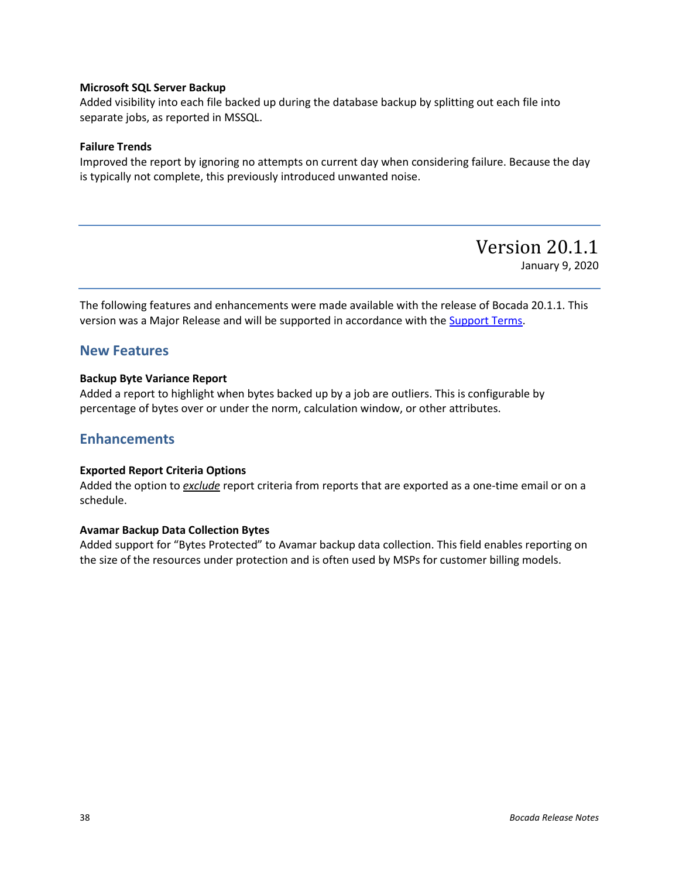**Microsoft SQL Server Backup**
Added visibility into each file backed up during the database backup by splitting out each file into separate jobs, as reported in MSSQL.

**Failure Trends**
Improved the report by ignoring no attempts on current day when considering failure. Because the day is typically not complete, this previously introduced unwanted noise.

---

# Version 20.1.1

January 9, 2020

---

The following features and enhancements were made available with the release of Bocada 20.1.1. This version was a Major Release and will be supported in accordance with the Support Terms.

## New Features

**Backup Byte Variance Report**
Added a report to highlight when bytes backed up by a job are outliers. This is configurable by percentage of bytes over or under the norm, calculation window, or other attributes.

## Enhancements

**Exported Report Criteria Options**
Added the option to ***exclude*** report criteria from reports that are exported as a one-time email or on a schedule.

**Avamar Backup Data Collection Bytes**
Added support for “Bytes Protected” to Avamar backup data collection. This field enables reporting on the size of the resources under protection and is often used by MSPs for customer billing models.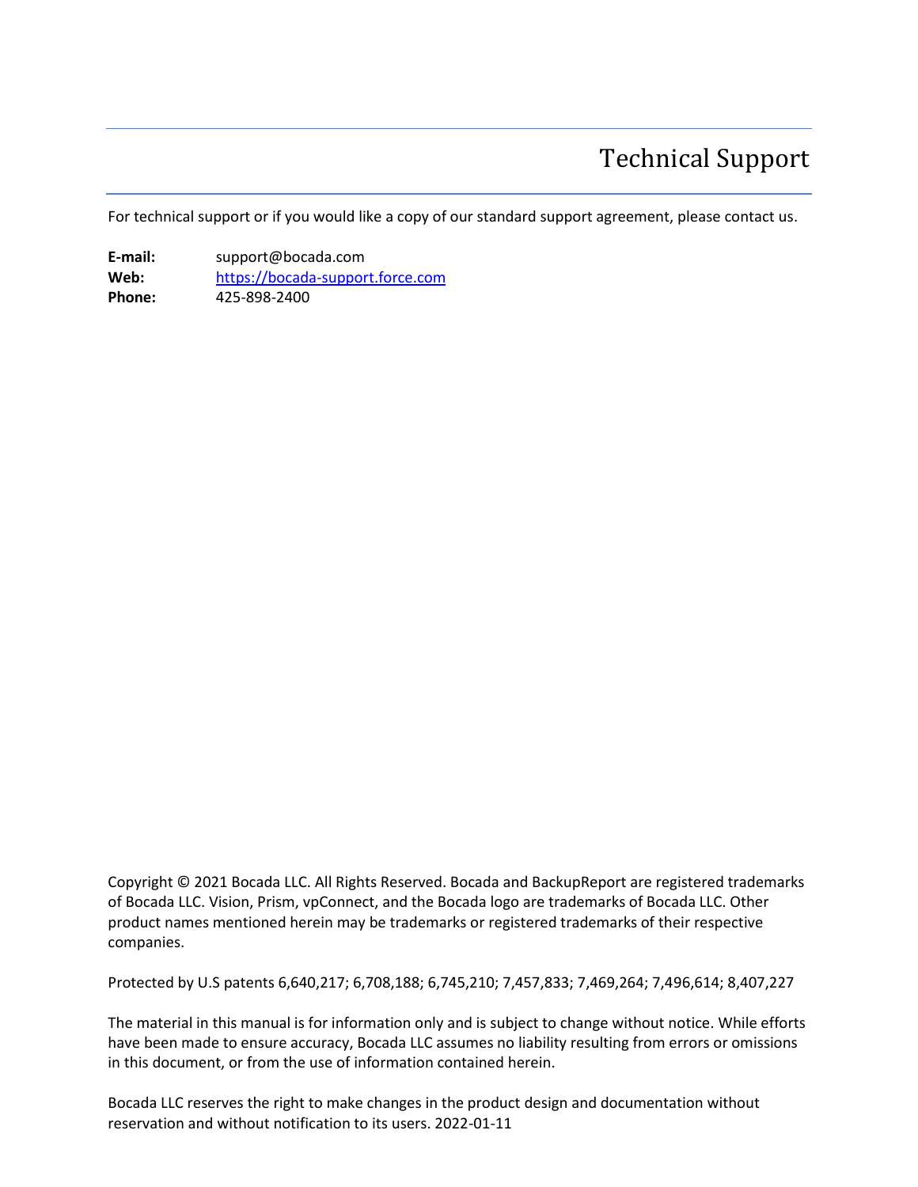# Technical Support

For technical support or if you would like a copy of our standard support agreement, please contact us.

**E-mail:** support@bocada.com
**Web:** [https://bocada-support.force.com](https://bocada-support.force.com)
**Phone:** 425-898-2400

Copyright © 2021 Bocada LLC. All Rights Reserved. Bocada and BackupReport are registered trademarks of Bocada LLC. Vision, Prism, vpConnect, and the Bocada logo are trademarks of Bocada LLC. Other product names mentioned herein may be trademarks or registered trademarks of their respective companies.

Protected by U.S patents 6,640,217; 6,708,188; 6,745,210; 7,457,833; 7,469,264; 7,496,614; 8,407,227

The material in this manual is for information only and is subject to change without notice. While efforts have been made to ensure accuracy, Bocada LLC assumes no liability resulting from errors or omissions in this document, or from the use of information contained herein.

Bocada LLC reserves the right to make changes in the product design and documentation without reservation and without notification to its users. 2022-01-11